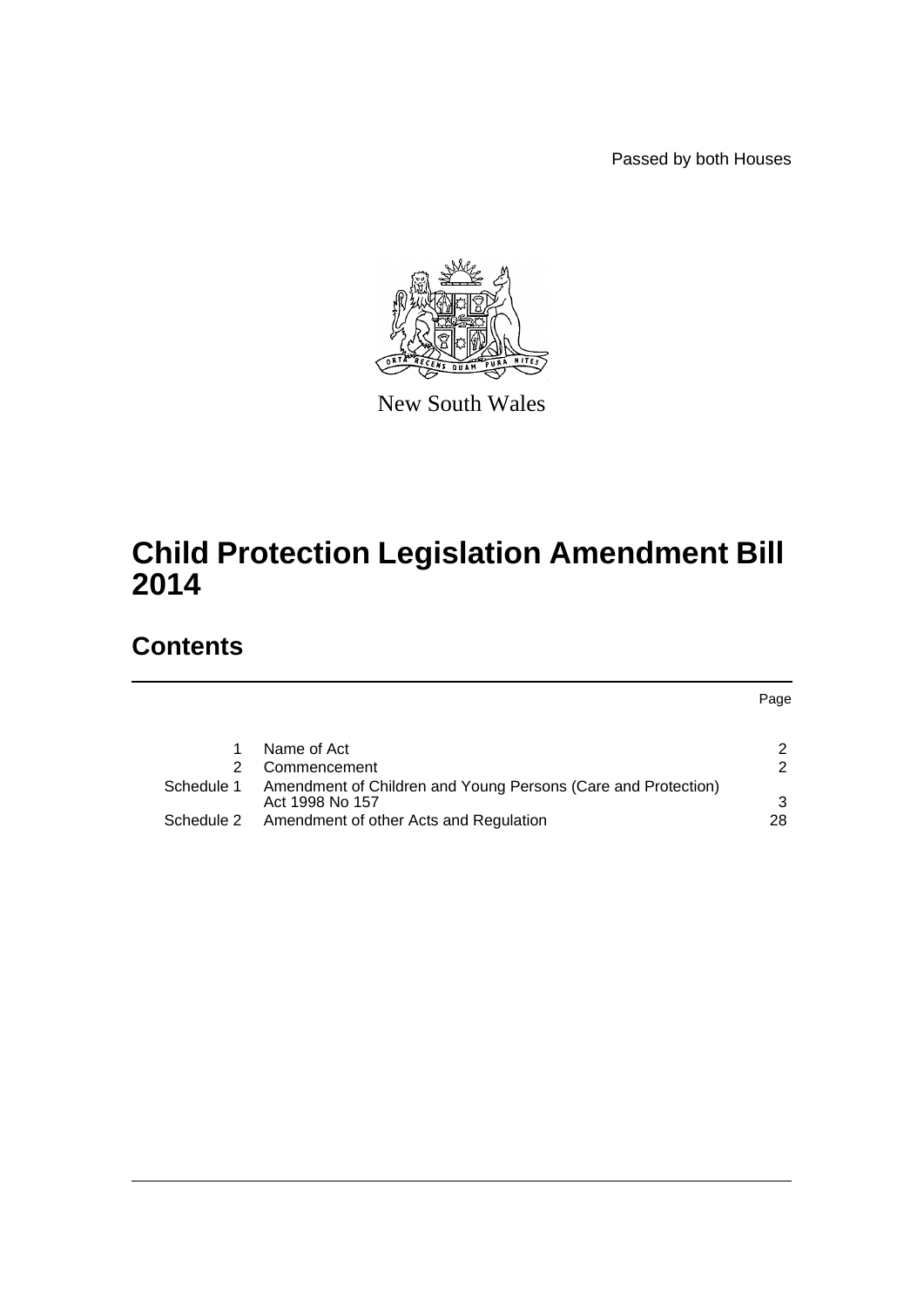Passed by both Houses

New South Wales

# Child Protection Legislation Amendment Bill 2014

## Contents

| | | Page |
|---|---|---|
| 1 | Name of Act | 2 |
| 2 | Commencement | 2 |
| Schedule 1 | Amendment of Children and Young Persons (Care and Protection) Act 1998 No 157 | 3 |
| Schedule 2 | Amendment of other Acts and Regulation | 28 |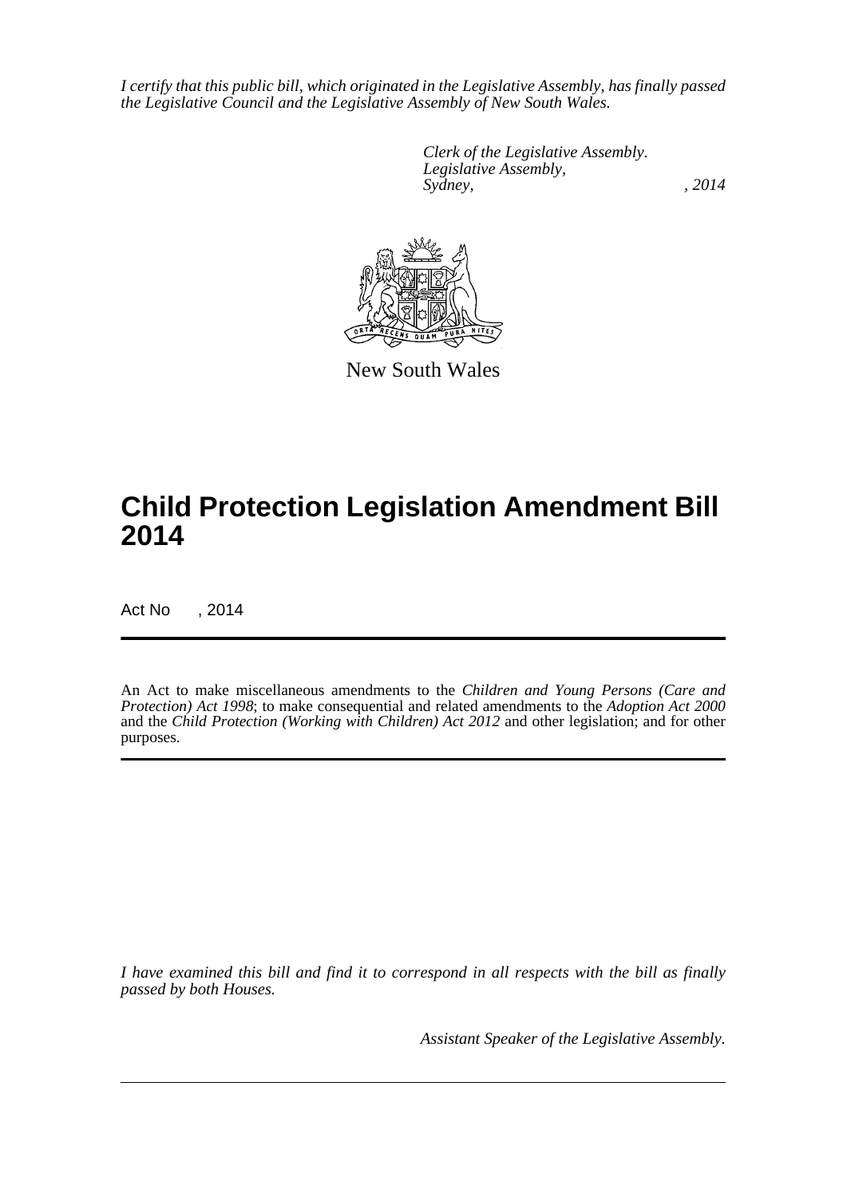*I certify that this public bill, which originated in the Legislative Assembly, has finally passed the Legislative Council and the Legislative Assembly of New South Wales.*

*Clerk of the Legislative Assembly.*
*Legislative Assembly,*
*Sydney, , 2014*

New South Wales

# Child Protection Legislation Amendment Bill 2014

Act No , 2014

An Act to make miscellaneous amendments to the *Children and Young Persons (Care and Protection) Act 1998*; to make consequential and related amendments to the *Adoption Act 2000* and the *Child Protection (Working with Children) Act 2012* and other legislation; and for other purposes.

*I have examined this bill and find it to correspond in all respects with the bill as finally passed by both Houses.*

*Assistant Speaker of the Legislative Assembly.*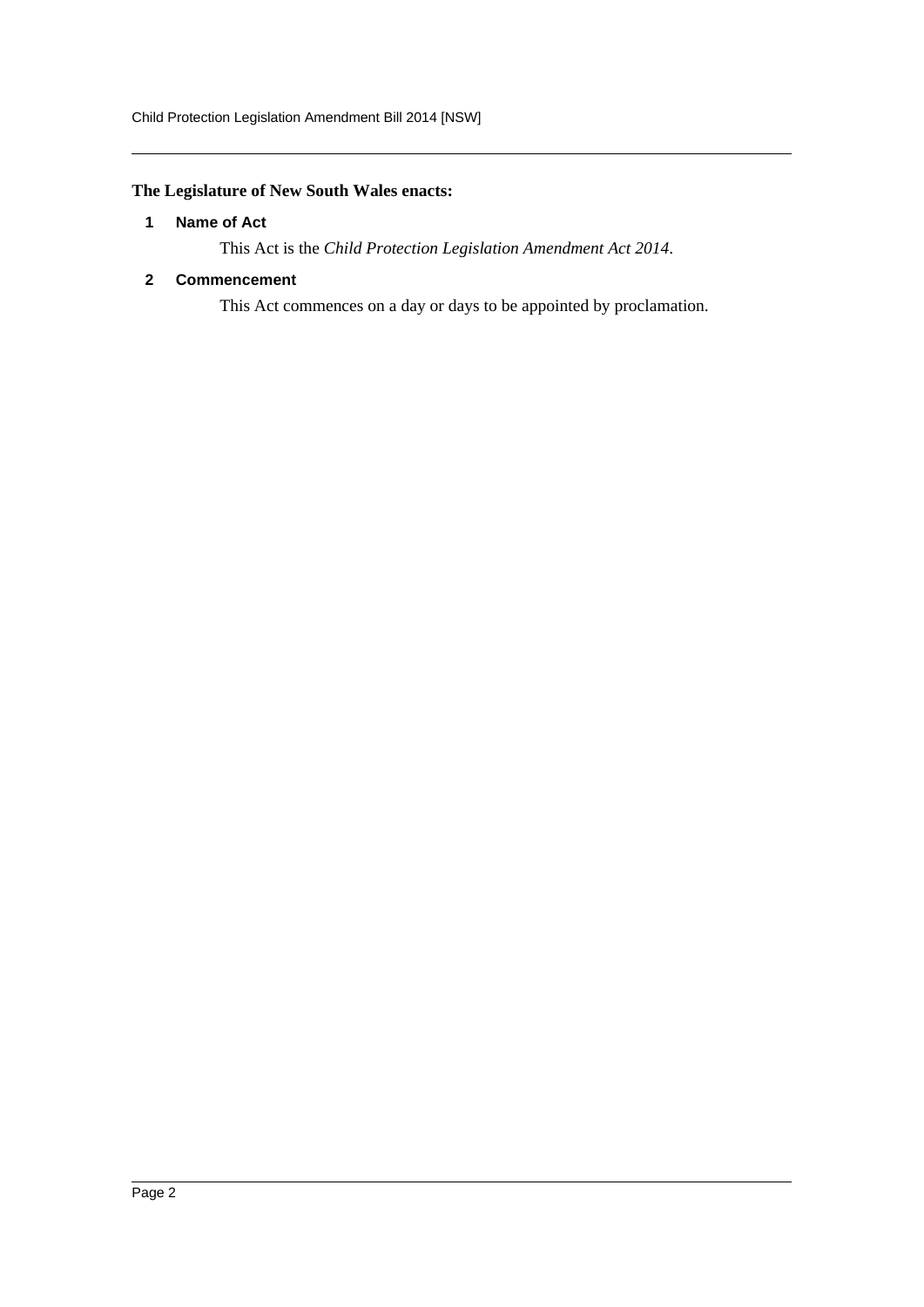**The Legislature of New South Wales enacts:**

### 1 Name of Act

This Act is the *Child Protection Legislation Amendment Act 2014*.

### 2 Commencement

This Act commences on a day or days to be appointed by proclamation.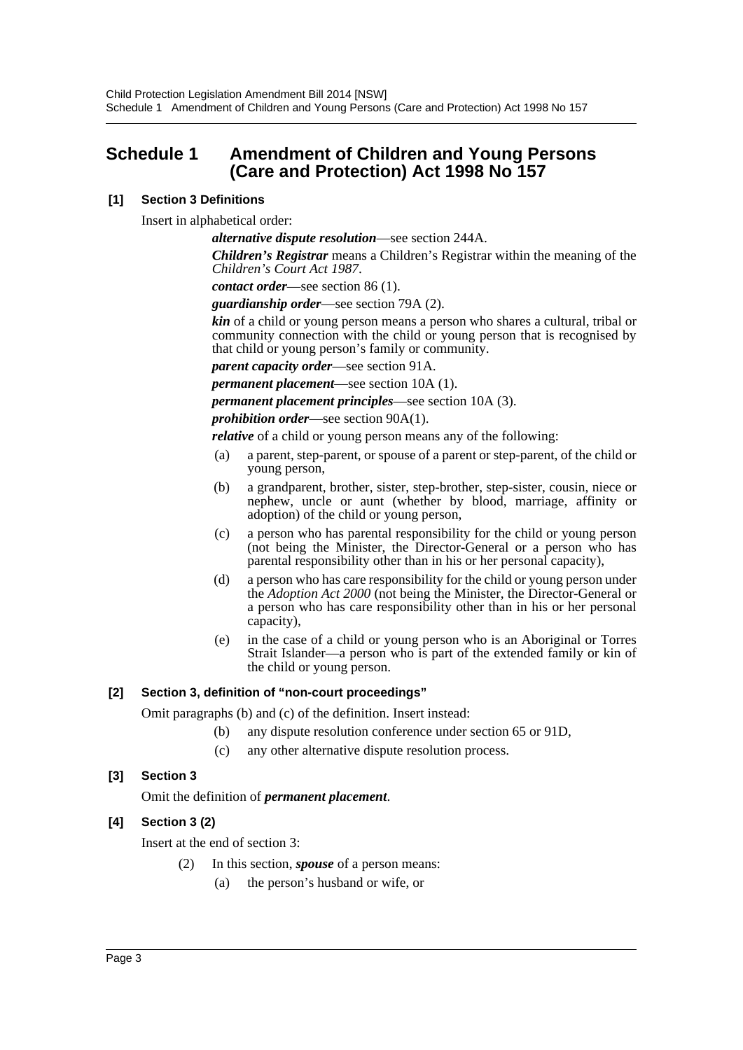# Schedule 1 Amendment of Children and Young Persons (Care and Protection) Act 1998 No 157

**[1] Section 3 Definitions**

Insert in alphabetical order:

> ***alternative dispute resolution***—see section 244A.
>
> ***Children's Registrar*** means a Children's Registrar within the meaning of the *Children's Court Act 1987*.
>
> ***contact order***—see section 86 (1).
>
> ***guardianship order***—see section 79A (2).
>
> ***kin*** of a child or young person means a person who shares a cultural, tribal or community connection with the child or young person that is recognised by that child or young person's family or community.
>
> ***parent capacity order***—see section 91A.
>
> ***permanent placement***—see section 10A (1).
>
> ***permanent placement principles***—see section 10A (3).
>
> ***prohibition order***—see section 90A(1).
>
> ***relative*** of a child or young person means any of the following:
>
> (a) a parent, step-parent, or spouse of a parent or step-parent, of the child or young person,
>
> (b) a grandparent, brother, sister, step-brother, step-sister, cousin, niece or nephew, uncle or aunt (whether by blood, marriage, affinity or adoption) of the child or young person,
>
> (c) a person who has parental responsibility for the child or young person (not being the Minister, the Director-General or a person who has parental responsibility other than in his or her personal capacity),
>
> (d) a person who has care responsibility for the child or young person under the *Adoption Act 2000* (not being the Minister, the Director-General or a person who has care responsibility other than in his or her personal capacity),
>
> (e) in the case of a child or young person who is an Aboriginal or Torres Strait Islander—a person who is part of the extended family or kin of the child or young person.

**[2] Section 3, definition of "non-court proceedings"**

Omit paragraphs (b) and (c) of the definition. Insert instead:

> (b) any dispute resolution conference under section 65 or 91D,
>
> (c) any other alternative dispute resolution process.

**[3] Section 3**

Omit the definition of ***permanent placement***.

**[4] Section 3 (2)**

Insert at the end of section 3:

> (2) In this section, ***spouse*** of a person means:
>
> (a) the person's husband or wife, or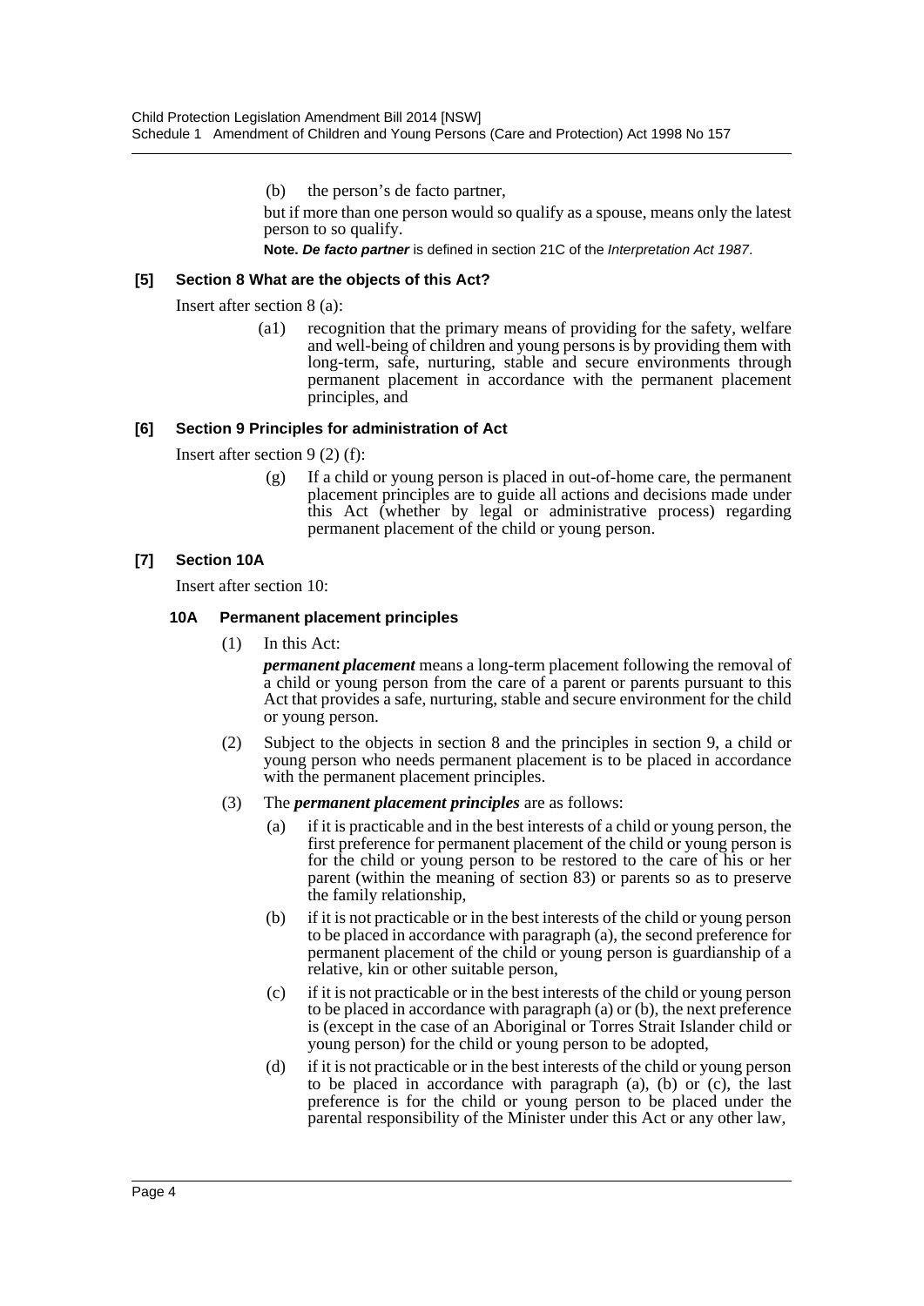(b) the person's de facto partner,

but if more than one person would so qualify as a spouse, means only the latest person to so qualify.

**Note.** ***De facto partner*** is defined in section 21C of the *Interpretation Act 1987*.

**[5] Section 8 What are the objects of this Act?**

Insert after section 8 (a):

(a1) recognition that the primary means of providing for the safety, welfare and well-being of children and young persons is by providing them with long-term, safe, nurturing, stable and secure environments through permanent placement in accordance with the permanent placement principles, and

**[6] Section 9 Principles for administration of Act**

Insert after section 9 (2) (f):

(g) If a child or young person is placed in out-of-home care, the permanent placement principles are to guide all actions and decisions made under this Act (whether by legal or administrative process) regarding permanent placement of the child or young person.

**[7] Section 10A**

Insert after section 10:

**10A Permanent placement principles**

(1) In this Act:

***permanent placement*** means a long-term placement following the removal of a child or young person from the care of a parent or parents pursuant to this Act that provides a safe, nurturing, stable and secure environment for the child or young person.

(2) Subject to the objects in section 8 and the principles in section 9, a child or young person who needs permanent placement is to be placed in accordance with the permanent placement principles.

(3) The ***permanent placement principles*** are as follows:

(a) if it is practicable and in the best interests of a child or young person, the first preference for permanent placement of the child or young person is for the child or young person to be restored to the care of his or her parent (within the meaning of section 83) or parents so as to preserve the family relationship,

(b) if it is not practicable or in the best interests of the child or young person to be placed in accordance with paragraph (a), the second preference for permanent placement of the child or young person is guardianship of a relative, kin or other suitable person,

(c) if it is not practicable or in the best interests of the child or young person to be placed in accordance with paragraph (a) or (b), the next preference is (except in the case of an Aboriginal or Torres Strait Islander child or young person) for the child or young person to be adopted,

(d) if it is not practicable or in the best interests of the child or young person to be placed in accordance with paragraph (a), (b) or (c), the last preference is for the child or young person to be placed under the parental responsibility of the Minister under this Act or any other law,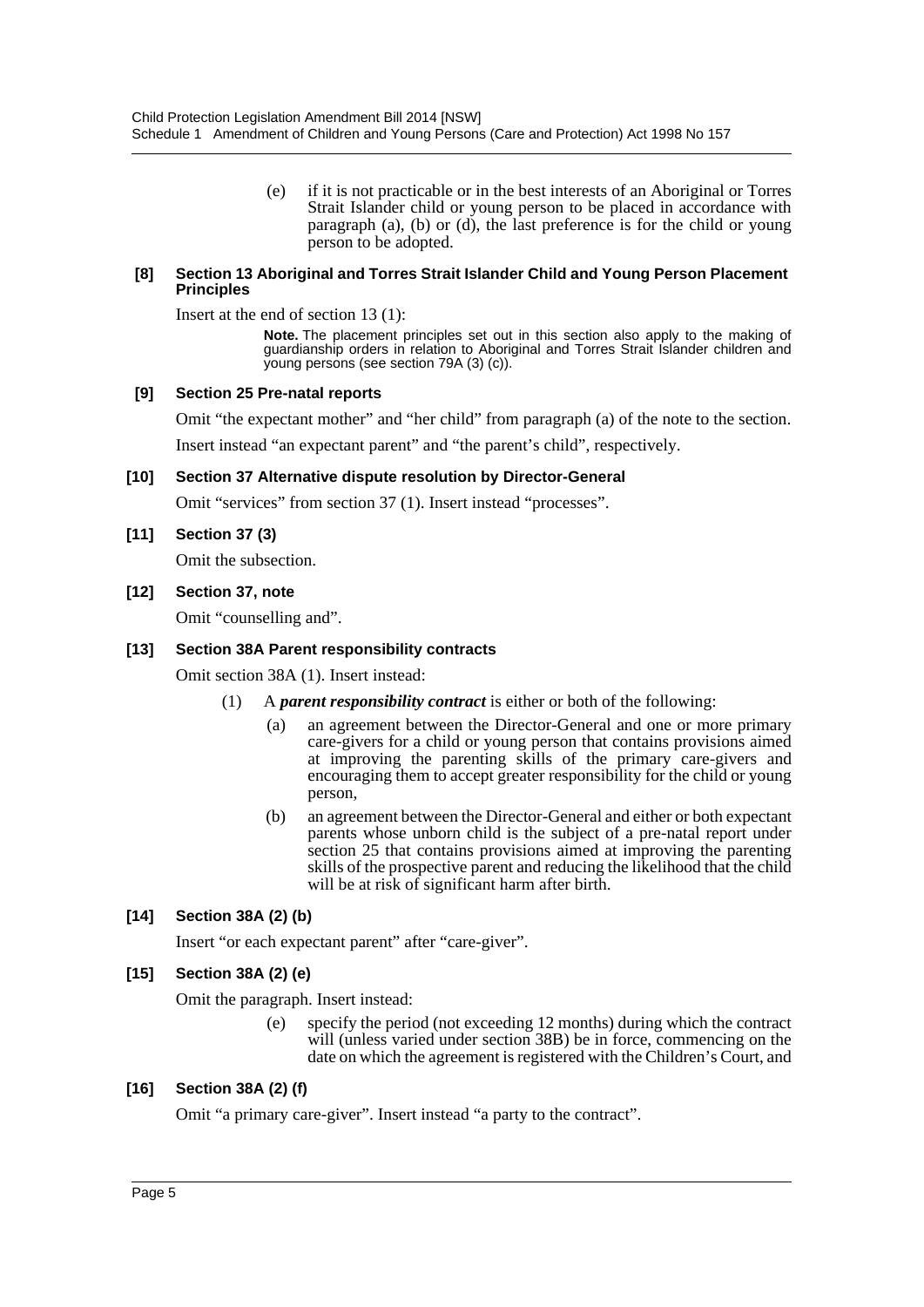(e) if it is not practicable or in the best interests of an Aboriginal or Torres Strait Islander child or young person to be placed in accordance with paragraph (a), (b) or (d), the last preference is for the child or young person to be adopted.

#### [8] Section 13 Aboriginal and Torres Strait Islander Child and Young Person Placement Principles

Insert at the end of section 13 (1):

**Note.** The placement principles set out in this section also apply to the making of guardianship orders in relation to Aboriginal and Torres Strait Islander children and young persons (see section 79A (3) (c)).

#### [9] Section 25 Pre-natal reports

Omit "the expectant mother" and "her child" from paragraph (a) of the note to the section. Insert instead "an expectant parent" and "the parent's child", respectively.

#### [10] Section 37 Alternative dispute resolution by Director-General

Omit "services" from section 37 (1). Insert instead "processes".

#### [11] Section 37 (3)

Omit the subsection.

#### [12] Section 37, note

Omit "counselling and".

#### [13] Section 38A Parent responsibility contracts

Omit section 38A (1). Insert instead:

(1) A ***parent responsibility contract*** is either or both of the following:

(a) an agreement between the Director-General and one or more primary care-givers for a child or young person that contains provisions aimed at improving the parenting skills of the primary care-givers and encouraging them to accept greater responsibility for the child or young person,

(b) an agreement between the Director-General and either or both expectant parents whose unborn child is the subject of a pre-natal report under section 25 that contains provisions aimed at improving the parenting skills of the prospective parent and reducing the likelihood that the child will be at risk of significant harm after birth.

#### [14] Section 38A (2) (b)

Insert "or each expectant parent" after "care-giver".

#### [15] Section 38A (2) (e)

Omit the paragraph. Insert instead:

(e) specify the period (not exceeding 12 months) during which the contract will (unless varied under section 38B) be in force, commencing on the date on which the agreement is registered with the Children's Court, and

#### [16] Section 38A (2) (f)

Omit "a primary care-giver". Insert instead "a party to the contract".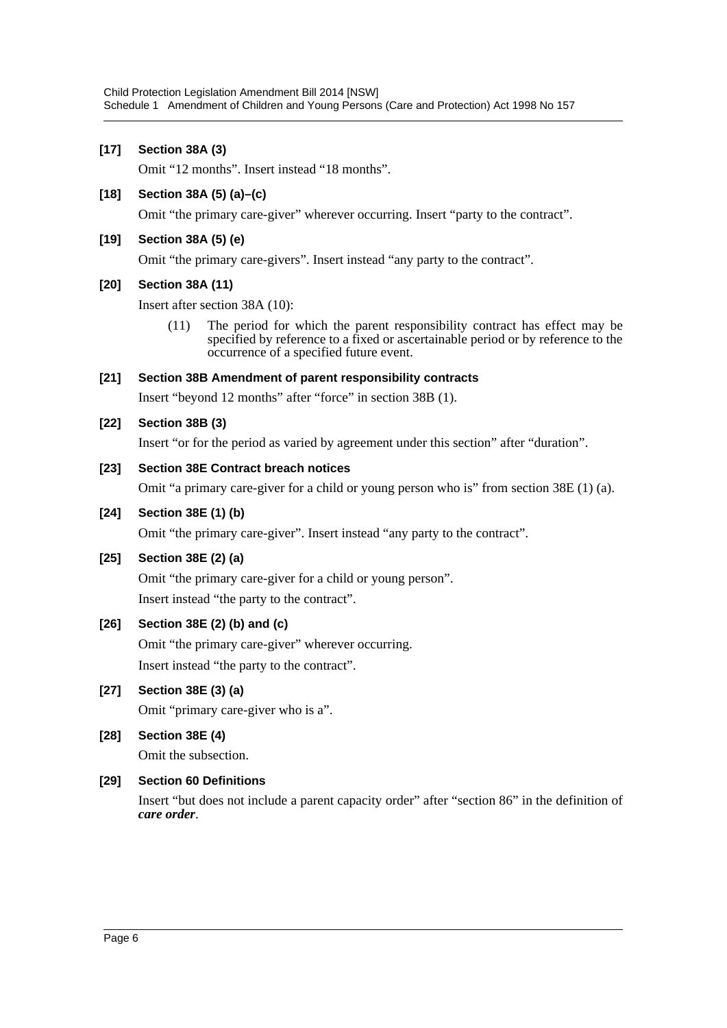**[17] Section 38A (3)**

Omit "12 months". Insert instead "18 months".

**[18] Section 38A (5) (a)–(c)**

Omit "the primary care-giver" wherever occurring. Insert "party to the contract".

**[19] Section 38A (5) (e)**

Omit "the primary care-givers". Insert instead "any party to the contract".

**[20] Section 38A (11)**

Insert after section 38A (10):

> (11) The period for which the parent responsibility contract has effect may be specified by reference to a fixed or ascertainable period or by reference to the occurrence of a specified future event.

**[21] Section 38B Amendment of parent responsibility contracts**

Insert "beyond 12 months" after "force" in section 38B (1).

**[22] Section 38B (3)**

Insert "or for the period as varied by agreement under this section" after "duration".

**[23] Section 38E Contract breach notices**

Omit "a primary care-giver for a child or young person who is" from section 38E (1) (a).

**[24] Section 38E (1) (b)**

Omit "the primary care-giver". Insert instead "any party to the contract".

**[25] Section 38E (2) (a)**

Omit "the primary care-giver for a child or young person".

Insert instead "the party to the contract".

**[26] Section 38E (2) (b) and (c)**

Omit "the primary care-giver" wherever occurring.

Insert instead "the party to the contract".

**[27] Section 38E (3) (a)**

Omit "primary care-giver who is a".

**[28] Section 38E (4)**

Omit the subsection.

**[29] Section 60 Definitions**

Insert "but does not include a parent capacity order" after "section 86" in the definition of ***care order***.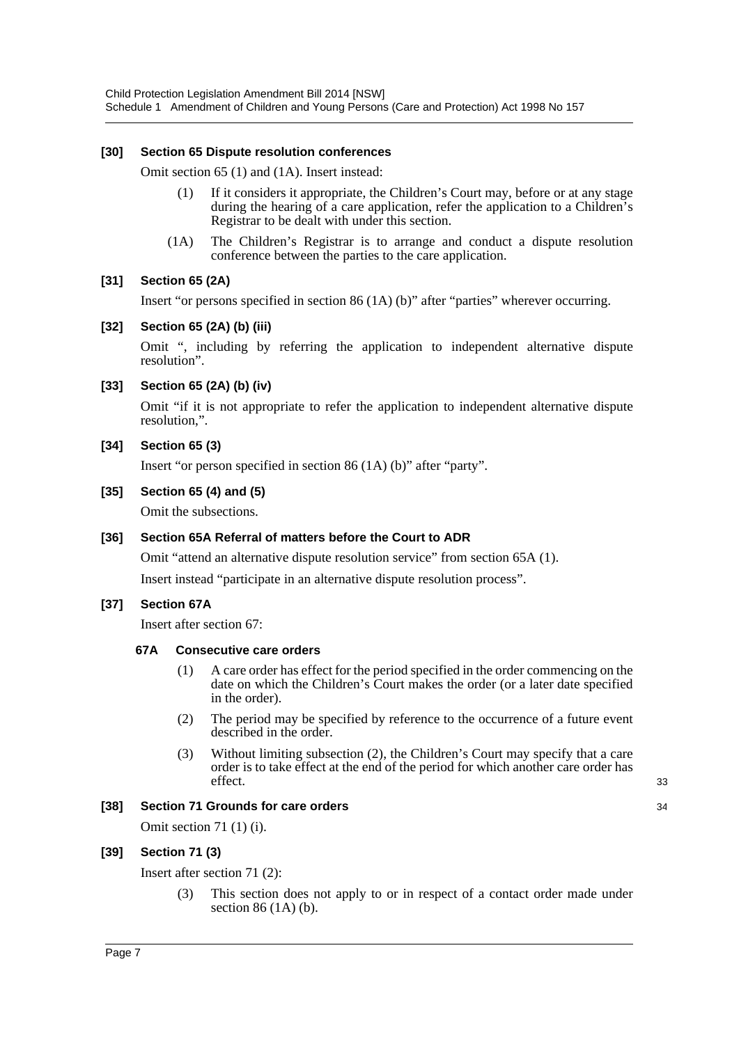**[30] Section 65 Dispute resolution conferences**

Omit section 65 (1) and (1A). Insert instead:

> (1) If it considers it appropriate, the Children's Court may, before or at any stage during the hearing of a care application, refer the application to a Children's Registrar to be dealt with under this section.
>
> (1A) The Children's Registrar is to arrange and conduct a dispute resolution conference between the parties to the care application.

**[31] Section 65 (2A)**

Insert "or persons specified in section 86 (1A) (b)" after "parties" wherever occurring.

**[32] Section 65 (2A) (b) (iii)**

Omit ", including by referring the application to independent alternative dispute resolution".

**[33] Section 65 (2A) (b) (iv)**

Omit "if it is not appropriate to refer the application to independent alternative dispute resolution,".

**[34] Section 65 (3)**

Insert "or person specified in section 86 (1A) (b)" after "party".

**[35] Section 65 (4) and (5)**

Omit the subsections.

**[36] Section 65A Referral of matters before the Court to ADR**

Omit "attend an alternative dispute resolution service" from section 65A (1).

Insert instead "participate in an alternative dispute resolution process".

**[37] Section 67A**

Insert after section 67:

> **67A Consecutive care orders**
>
> (1) A care order has effect for the period specified in the order commencing on the date on which the Children's Court makes the order (or a later date specified in the order).
>
> (2) The period may be specified by reference to the occurrence of a future event described in the order.
>
> (3) Without limiting subsection (2), the Children's Court may specify that a care order is to take effect at the end of the period for which another care order has effect.

**[38] Section 71 Grounds for care orders**

Omit section 71 (1) (i).

**[39] Section 71 (3)**

Insert after section 71 (2):

> (3) This section does not apply to or in respect of a contact order made under section 86 (1A) (b).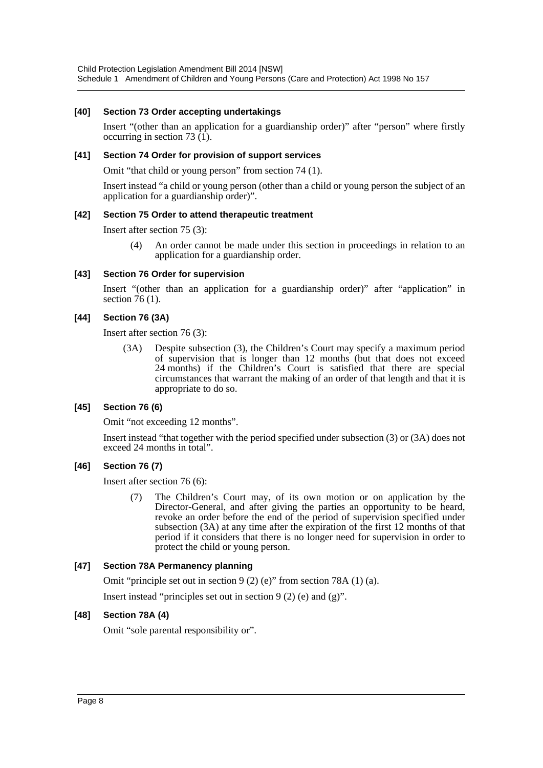### [40] Section 73 Order accepting undertakings

Insert "(other than an application for a guardianship order)" after "person" where firstly occurring in section 73 (1).

### [41] Section 74 Order for provision of support services

Omit "that child or young person" from section 74 (1).

Insert instead "a child or young person (other than a child or young person the subject of an application for a guardianship order)".

### [42] Section 75 Order to attend therapeutic treatment

Insert after section 75 (3):

> (4) An order cannot be made under this section in proceedings in relation to an application for a guardianship order.

### [43] Section 76 Order for supervision

Insert "(other than an application for a guardianship order)" after "application" in section 76 (1).

### [44] Section 76 (3A)

Insert after section 76 (3):

> (3A) Despite subsection (3), the Children's Court may specify a maximum period of supervision that is longer than 12 months (but that does not exceed 24 months) if the Children's Court is satisfied that there are special circumstances that warrant the making of an order of that length and that it is appropriate to do so.

### [45] Section 76 (6)

Omit "not exceeding 12 months".

Insert instead "that together with the period specified under subsection (3) or (3A) does not exceed 24 months in total".

### [46] Section 76 (7)

Insert after section 76 (6):

> (7) The Children's Court may, of its own motion or on application by the Director-General, and after giving the parties an opportunity to be heard, revoke an order before the end of the period of supervision specified under subsection (3A) at any time after the expiration of the first 12 months of that period if it considers that there is no longer need for supervision in order to protect the child or young person.

### [47] Section 78A Permanency planning

Omit "principle set out in section 9 (2) (e)" from section 78A (1) (a).

Insert instead "principles set out in section 9 (2) (e) and (g)".

### [48] Section 78A (4)

Omit "sole parental responsibility or".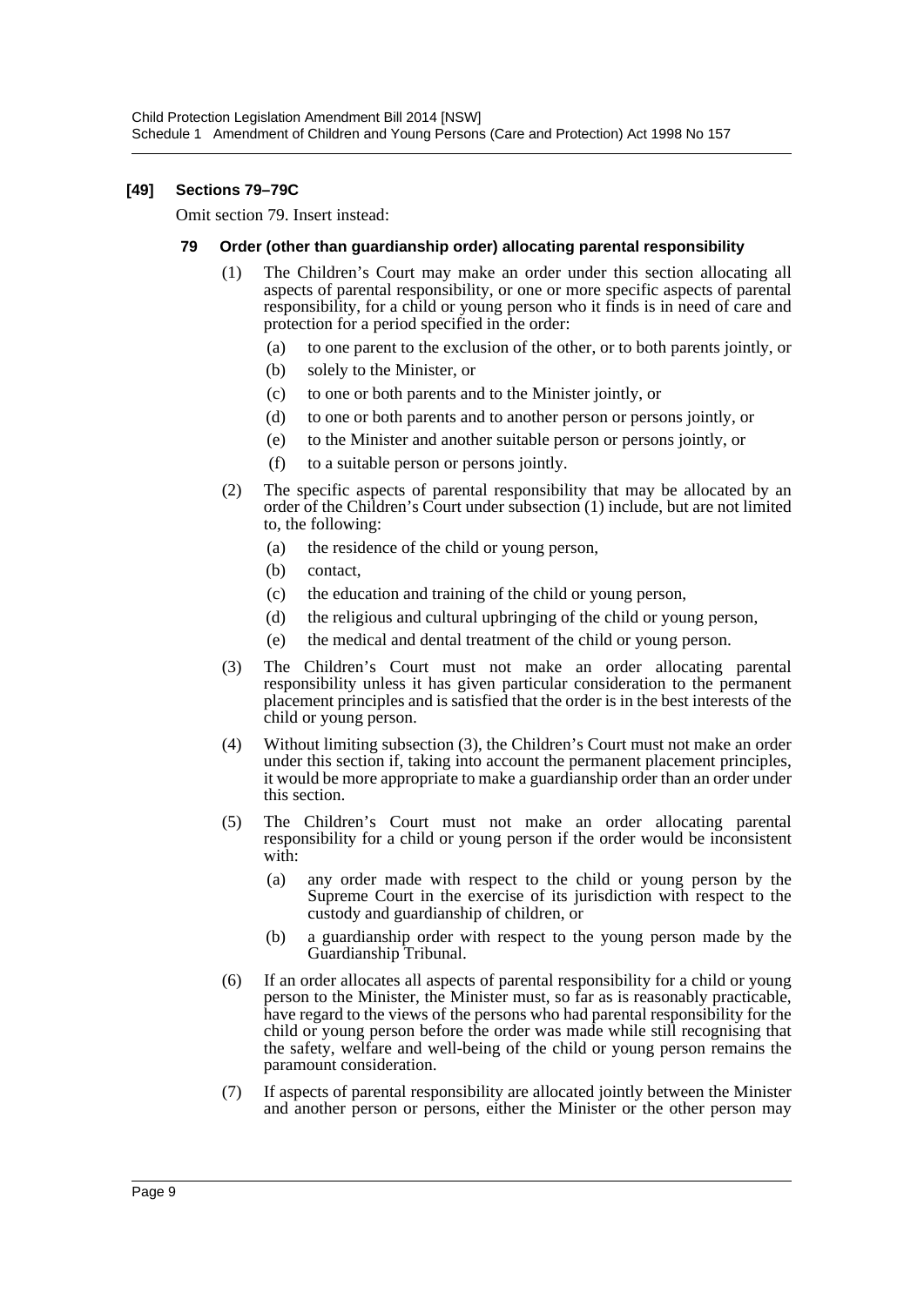### [49] Sections 79–79C

Omit section 79. Insert instead:

#### 79 Order (other than guardianship order) allocating parental responsibility

(1) The Children's Court may make an order under this section allocating all aspects of parental responsibility, or one or more specific aspects of parental responsibility, for a child or young person who it finds is in need of care and protection for a period specified in the order:

- (a) to one parent to the exclusion of the other, or to both parents jointly, or
- (b) solely to the Minister, or
- (c) to one or both parents and to the Minister jointly, or
- (d) to one or both parents and to another person or persons jointly, or
- (e) to the Minister and another suitable person or persons jointly, or
- (f) to a suitable person or persons jointly.

(2) The specific aspects of parental responsibility that may be allocated by an order of the Children's Court under subsection (1) include, but are not limited to, the following:

- (a) the residence of the child or young person,
- (b) contact,
- (c) the education and training of the child or young person,
- (d) the religious and cultural upbringing of the child or young person,
- (e) the medical and dental treatment of the child or young person.

(3) The Children's Court must not make an order allocating parental responsibility unless it has given particular consideration to the permanent placement principles and is satisfied that the order is in the best interests of the child or young person.

(4) Without limiting subsection (3), the Children's Court must not make an order under this section if, taking into account the permanent placement principles, it would be more appropriate to make a guardianship order than an order under this section.

(5) The Children's Court must not make an order allocating parental responsibility for a child or young person if the order would be inconsistent with:

- (a) any order made with respect to the child or young person by the Supreme Court in the exercise of its jurisdiction with respect to the custody and guardianship of children, or
- (b) a guardianship order with respect to the young person made by the Guardianship Tribunal.

(6) If an order allocates all aspects of parental responsibility for a child or young person to the Minister, the Minister must, so far as is reasonably practicable, have regard to the views of the persons who had parental responsibility for the child or young person before the order was made while still recognising that the safety, welfare and well-being of the child or young person remains the paramount consideration.

(7) If aspects of parental responsibility are allocated jointly between the Minister and another person or persons, either the Minister or the other person may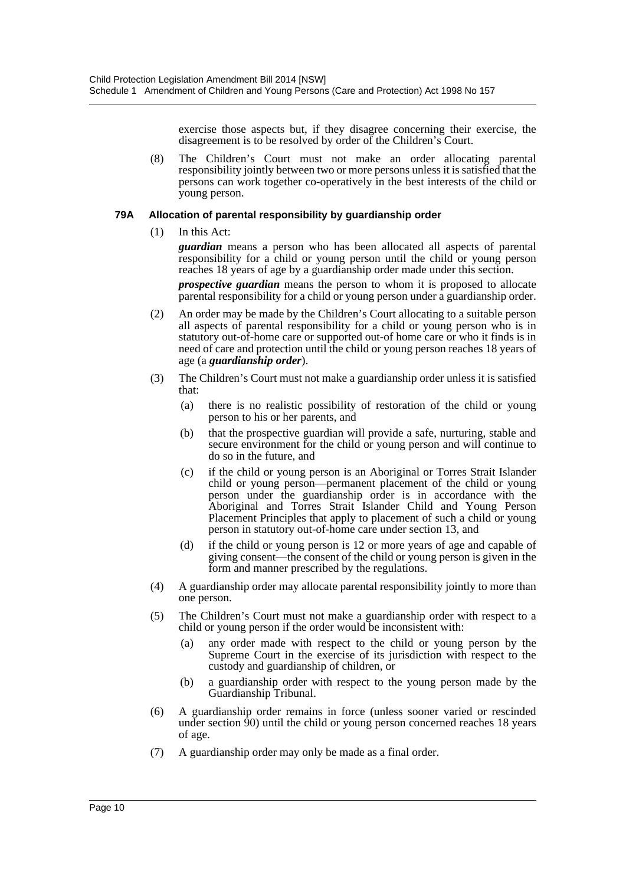exercise those aspects but, if they disagree concerning their exercise, the disagreement is to be resolved by order of the Children's Court.

(8) The Children's Court must not make an order allocating parental responsibility jointly between two or more persons unless it is satisfied that the persons can work together co-operatively in the best interests of the child or young person.

**79A Allocation of parental responsibility by guardianship order**

(1) In this Act:

***guardian*** means a person who has been allocated all aspects of parental responsibility for a child or young person until the child or young person reaches 18 years of age by a guardianship order made under this section.

***prospective guardian*** means the person to whom it is proposed to allocate parental responsibility for a child or young person under a guardianship order.

(2) An order may be made by the Children's Court allocating to a suitable person all aspects of parental responsibility for a child or young person who is in statutory out-of-home care or supported out-of home care or who it finds is in need of care and protection until the child or young person reaches 18 years of age (a ***guardianship order***).

(3) The Children's Court must not make a guardianship order unless it is satisfied that:

(a) there is no realistic possibility of restoration of the child or young person to his or her parents, and

(b) that the prospective guardian will provide a safe, nurturing, stable and secure environment for the child or young person and will continue to do so in the future, and

(c) if the child or young person is an Aboriginal or Torres Strait Islander child or young person—permanent placement of the child or young person under the guardianship order is in accordance with the Aboriginal and Torres Strait Islander Child and Young Person Placement Principles that apply to placement of such a child or young person in statutory out-of-home care under section 13, and

(d) if the child or young person is 12 or more years of age and capable of giving consent—the consent of the child or young person is given in the form and manner prescribed by the regulations.

(4) A guardianship order may allocate parental responsibility jointly to more than one person.

(5) The Children's Court must not make a guardianship order with respect to a child or young person if the order would be inconsistent with:

(a) any order made with respect to the child or young person by the Supreme Court in the exercise of its jurisdiction with respect to the custody and guardianship of children, or

(b) a guardianship order with respect to the young person made by the Guardianship Tribunal.

(6) A guardianship order remains in force (unless sooner varied or rescinded under section 90) until the child or young person concerned reaches 18 years of age.

(7) A guardianship order may only be made as a final order.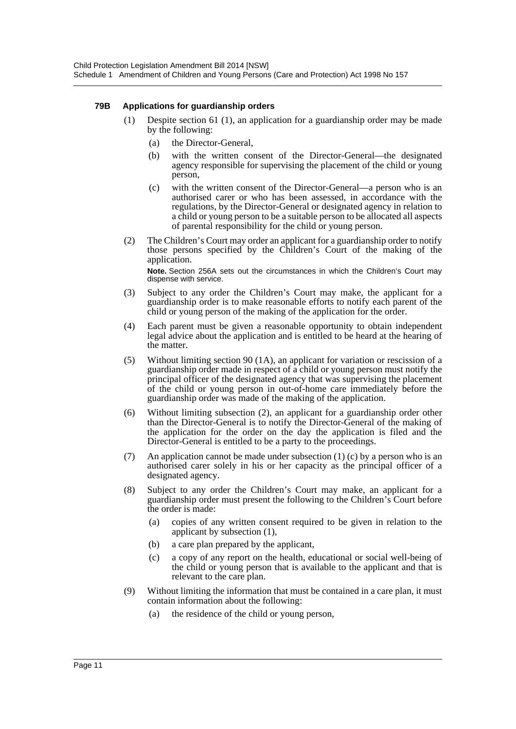#### 79B Applications for guardianship orders

(1) Despite section 61 (1), an application for a guardianship order may be made by the following:

  (a) the Director-General,

  (b) with the written consent of the Director-General—the designated agency responsible for supervising the placement of the child or young person,

  (c) with the written consent of the Director-General—a person who is an authorised carer or who has been assessed, in accordance with the regulations, by the Director-General or designated agency in relation to a child or young person to be a suitable person to be allocated all aspects of parental responsibility for the child or young person.

(2) The Children's Court may order an applicant for a guardianship order to notify those persons specified by the Children's Court of the making of the application.

**Note.** Section 256A sets out the circumstances in which the Children's Court may dispense with service.

(3) Subject to any order the Children's Court may make, the applicant for a guardianship order is to make reasonable efforts to notify each parent of the child or young person of the making of the application for the order.

(4) Each parent must be given a reasonable opportunity to obtain independent legal advice about the application and is entitled to be heard at the hearing of the matter.

(5) Without limiting section 90 (1A), an applicant for variation or rescission of a guardianship order made in respect of a child or young person must notify the principal officer of the designated agency that was supervising the placement of the child or young person in out-of-home care immediately before the guardianship order was made of the making of the application.

(6) Without limiting subsection (2), an applicant for a guardianship order other than the Director-General is to notify the Director-General of the making of the application for the order on the day the application is filed and the Director-General is entitled to be a party to the proceedings.

(7) An application cannot be made under subsection (1) (c) by a person who is an authorised carer solely in his or her capacity as the principal officer of a designated agency.

(8) Subject to any order the Children's Court may make, an applicant for a guardianship order must present the following to the Children's Court before the order is made:

  (a) copies of any written consent required to be given in relation to the applicant by subsection (1),

  (b) a care plan prepared by the applicant,

  (c) a copy of any report on the health, educational or social well-being of the child or young person that is available to the applicant and that is relevant to the care plan.

(9) Without limiting the information that must be contained in a care plan, it must contain information about the following:

  (a) the residence of the child or young person,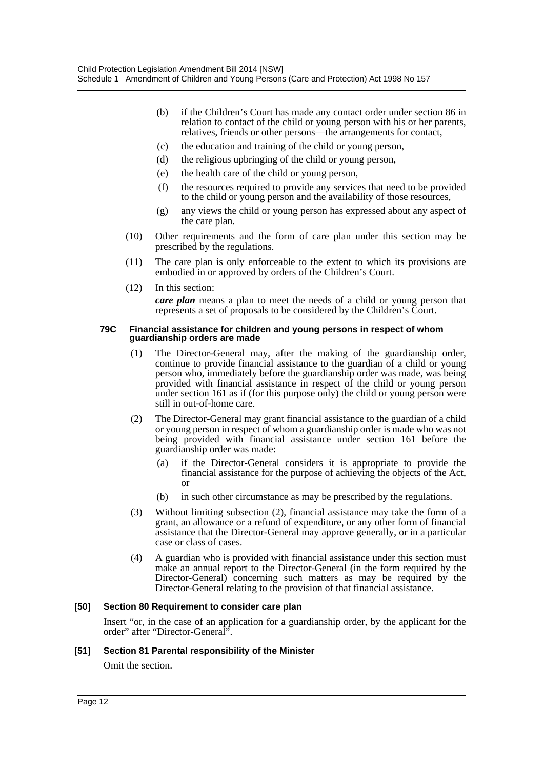(b) if the Children's Court has made any contact order under section 86 in relation to contact of the child or young person with his or her parents, relatives, friends or other persons—the arrangements for contact,

(c) the education and training of the child or young person,

(d) the religious upbringing of the child or young person,

(e) the health care of the child or young person,

(f) the resources required to provide any services that need to be provided to the child or young person and the availability of those resources,

(g) any views the child or young person has expressed about any aspect of the care plan.

(10) Other requirements and the form of care plan under this section may be prescribed by the regulations.

(11) The care plan is only enforceable to the extent to which its provisions are embodied in or approved by orders of the Children's Court.

(12) In this section:

***care plan*** means a plan to meet the needs of a child or young person that represents a set of proposals to be considered by the Children's Court.

#### 79C Financial assistance for children and young persons in respect of whom guardianship orders are made

(1) The Director-General may, after the making of the guardianship order, continue to provide financial assistance to the guardian of a child or young person who, immediately before the guardianship order was made, was being provided with financial assistance in respect of the child or young person under section 161 as if (for this purpose only) the child or young person were still in out-of-home care.

(2) The Director-General may grant financial assistance to the guardian of a child or young person in respect of whom a guardianship order is made who was not being provided with financial assistance under section 161 before the guardianship order was made:

(a) if the Director-General considers it is appropriate to provide the financial assistance for the purpose of achieving the objects of the Act, or

(b) in such other circumstance as may be prescribed by the regulations.

(3) Without limiting subsection (2), financial assistance may take the form of a grant, an allowance or a refund of expenditure, or any other form of financial assistance that the Director-General may approve generally, or in a particular case or class of cases.

(4) A guardian who is provided with financial assistance under this section must make an annual report to the Director-General (in the form required by the Director-General) concerning such matters as may be required by the Director-General relating to the provision of that financial assistance.

### [50] Section 80 Requirement to consider care plan

Insert "or, in the case of an application for a guardianship order, by the applicant for the order" after "Director-General".

### [51] Section 81 Parental responsibility of the Minister

Omit the section.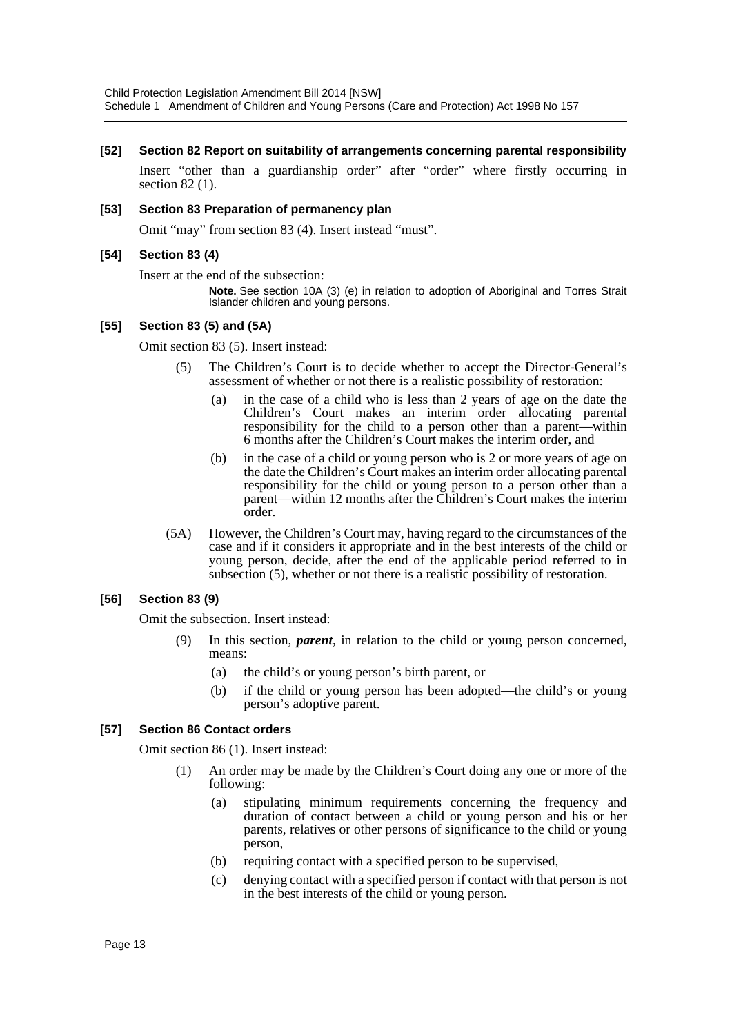#### [52] Section 82 Report on suitability of arrangements concerning parental responsibility

Insert "other than a guardianship order" after "order" where firstly occurring in section 82 (1).

#### [53] Section 83 Preparation of permanency plan

Omit "may" from section 83 (4). Insert instead "must".

#### [54] Section 83 (4)

Insert at the end of the subsection:

> **Note.** See section 10A (3) (e) in relation to adoption of Aboriginal and Torres Strait Islander children and young persons.

#### [55] Section 83 (5) and (5A)

Omit section 83 (5). Insert instead:

(5) The Children's Court is to decide whether to accept the Director-General's assessment of whether or not there is a realistic possibility of restoration:

- (a) in the case of a child who is less than 2 years of age on the date the Children's Court makes an interim order allocating parental responsibility for the child to a person other than a parent—within 6 months after the Children's Court makes the interim order, and
- (b) in the case of a child or young person who is 2 or more years of age on the date the Children's Court makes an interim order allocating parental responsibility for the child or young person to a person other than a parent—within 12 months after the Children's Court makes the interim order.

(5A) However, the Children's Court may, having regard to the circumstances of the case and if it considers it appropriate and in the best interests of the child or young person, decide, after the end of the applicable period referred to in subsection (5), whether or not there is a realistic possibility of restoration.

#### [56] Section 83 (9)

Omit the subsection. Insert instead:

(9) In this section, ***parent***, in relation to the child or young person concerned, means:

- (a) the child's or young person's birth parent, or
- (b) if the child or young person has been adopted—the child's or young person's adoptive parent.

#### [57] Section 86 Contact orders

Omit section 86 (1). Insert instead:

(1) An order may be made by the Children's Court doing any one or more of the following:

- (a) stipulating minimum requirements concerning the frequency and duration of contact between a child or young person and his or her parents, relatives or other persons of significance to the child or young person,
- (b) requiring contact with a specified person to be supervised,
- (c) denying contact with a specified person if contact with that person is not in the best interests of the child or young person.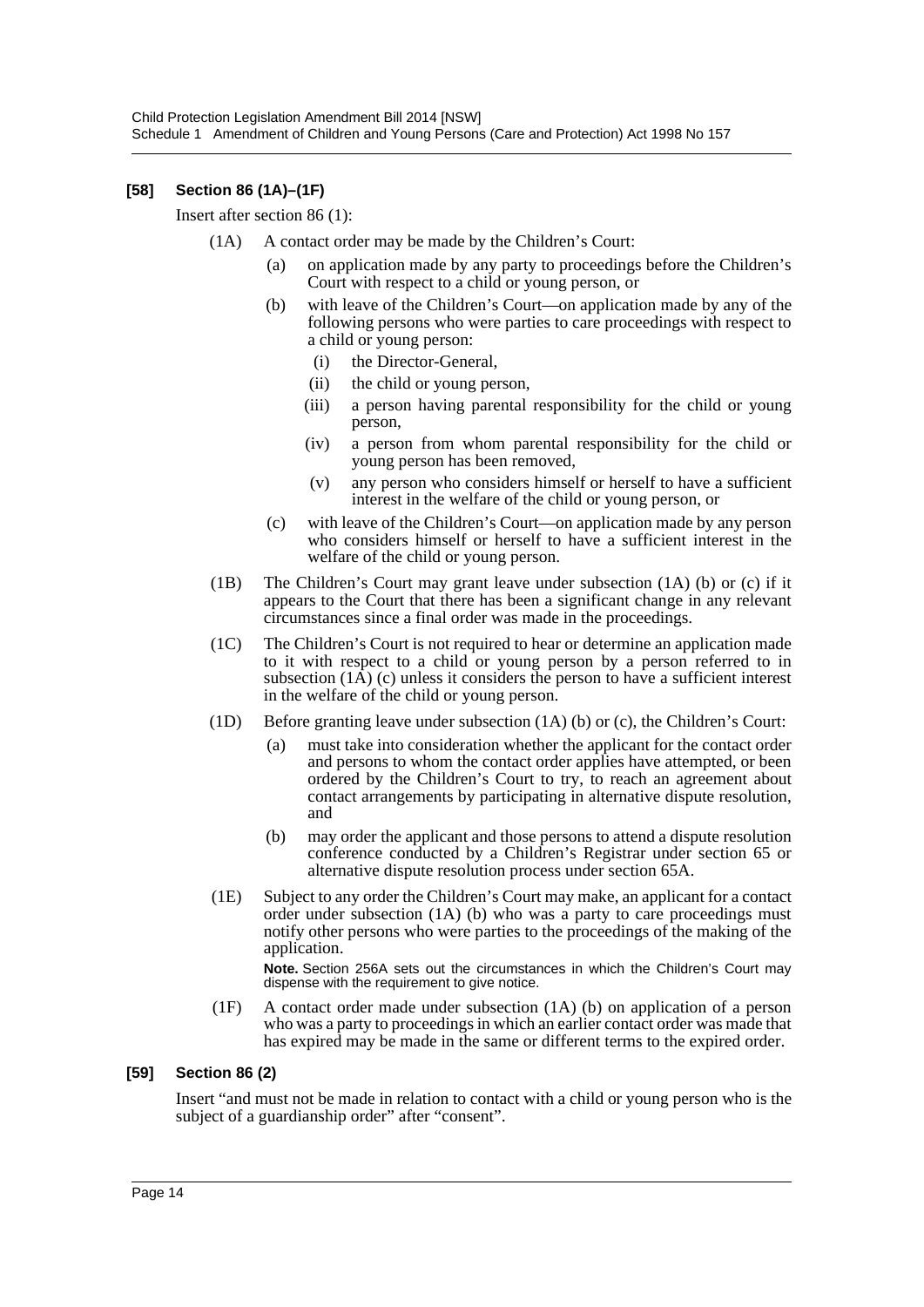### [58] Section 86 (1A)–(1F)

Insert after section 86 (1):

(1A) A contact order may be made by the Children's Court:

(a) on application made by any party to proceedings before the Children's Court with respect to a child or young person, or

(b) with leave of the Children's Court—on application made by any of the following persons who were parties to care proceedings with respect to a child or young person:

(i) the Director-General,

(ii) the child or young person,

(iii) a person having parental responsibility for the child or young person,

(iv) a person from whom parental responsibility for the child or young person has been removed,

(v) any person who considers himself or herself to have a sufficient interest in the welfare of the child or young person, or

(c) with leave of the Children's Court—on application made by any person who considers himself or herself to have a sufficient interest in the welfare of the child or young person.

(1B) The Children's Court may grant leave under subsection (1A) (b) or (c) if it appears to the Court that there has been a significant change in any relevant circumstances since a final order was made in the proceedings.

(1C) The Children's Court is not required to hear or determine an application made to it with respect to a child or young person by a person referred to in subsection (1A) (c) unless it considers the person to have a sufficient interest in the welfare of the child or young person.

(1D) Before granting leave under subsection (1A) (b) or (c), the Children's Court:

(a) must take into consideration whether the applicant for the contact order and persons to whom the contact order applies have attempted, or been ordered by the Children's Court to try, to reach an agreement about contact arrangements by participating in alternative dispute resolution, and

(b) may order the applicant and those persons to attend a dispute resolution conference conducted by a Children's Registrar under section 65 or alternative dispute resolution process under section 65A.

(1E) Subject to any order the Children's Court may make, an applicant for a contact order under subsection (1A) (b) who was a party to care proceedings must notify other persons who were parties to the proceedings of the making of the application.

**Note.** Section 256A sets out the circumstances in which the Children's Court may dispense with the requirement to give notice.

(1F) A contact order made under subsection (1A) (b) on application of a person who was a party to proceedings in which an earlier contact order was made that has expired may be made in the same or different terms to the expired order.

### [59] Section 86 (2)

Insert "and must not be made in relation to contact with a child or young person who is the subject of a guardianship order" after "consent".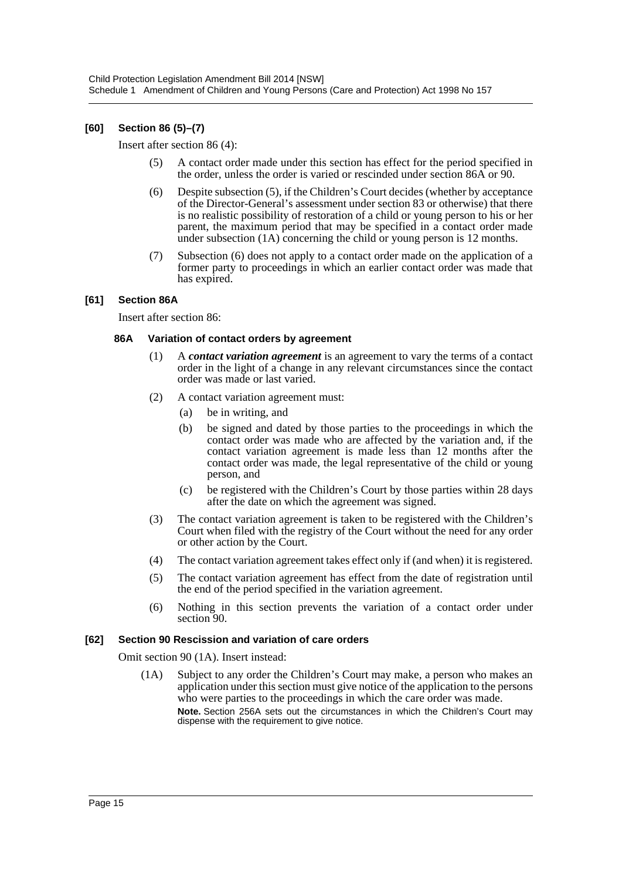### [60] Section 86 (5)–(7)

Insert after section 86 (4):

(5) A contact order made under this section has effect for the period specified in the order, unless the order is varied or rescinded under section 86A or 90.

(6) Despite subsection (5), if the Children's Court decides (whether by acceptance of the Director-General's assessment under section 83 or otherwise) that there is no realistic possibility of restoration of a child or young person to his or her parent, the maximum period that may be specified in a contact order made under subsection (1A) concerning the child or young person is 12 months.

(7) Subsection (6) does not apply to a contact order made on the application of a former party to proceedings in which an earlier contact order was made that has expired.

### [61] Section 86A

Insert after section 86:

#### 86A Variation of contact orders by agreement

(1) A ***contact variation agreement*** is an agreement to vary the terms of a contact order in the light of a change in any relevant circumstances since the contact order was made or last varied.

(2) A contact variation agreement must:

(a) be in writing, and

(b) be signed and dated by those parties to the proceedings in which the contact order was made who are affected by the variation and, if the contact variation agreement is made less than 12 months after the contact order was made, the legal representative of the child or young person, and

(c) be registered with the Children's Court by those parties within 28 days after the date on which the agreement was signed.

(3) The contact variation agreement is taken to be registered with the Children's Court when filed with the registry of the Court without the need for any order or other action by the Court.

(4) The contact variation agreement takes effect only if (and when) it is registered.

(5) The contact variation agreement has effect from the date of registration until the end of the period specified in the variation agreement.

(6) Nothing in this section prevents the variation of a contact order under section 90.

### [62] Section 90 Rescission and variation of care orders

Omit section 90 (1A). Insert instead:

(1A) Subject to any order the Children's Court may make, a person who makes an application under this section must give notice of the application to the persons who were parties to the proceedings in which the care order was made.

**Note.** Section 256A sets out the circumstances in which the Children's Court may dispense with the requirement to give notice.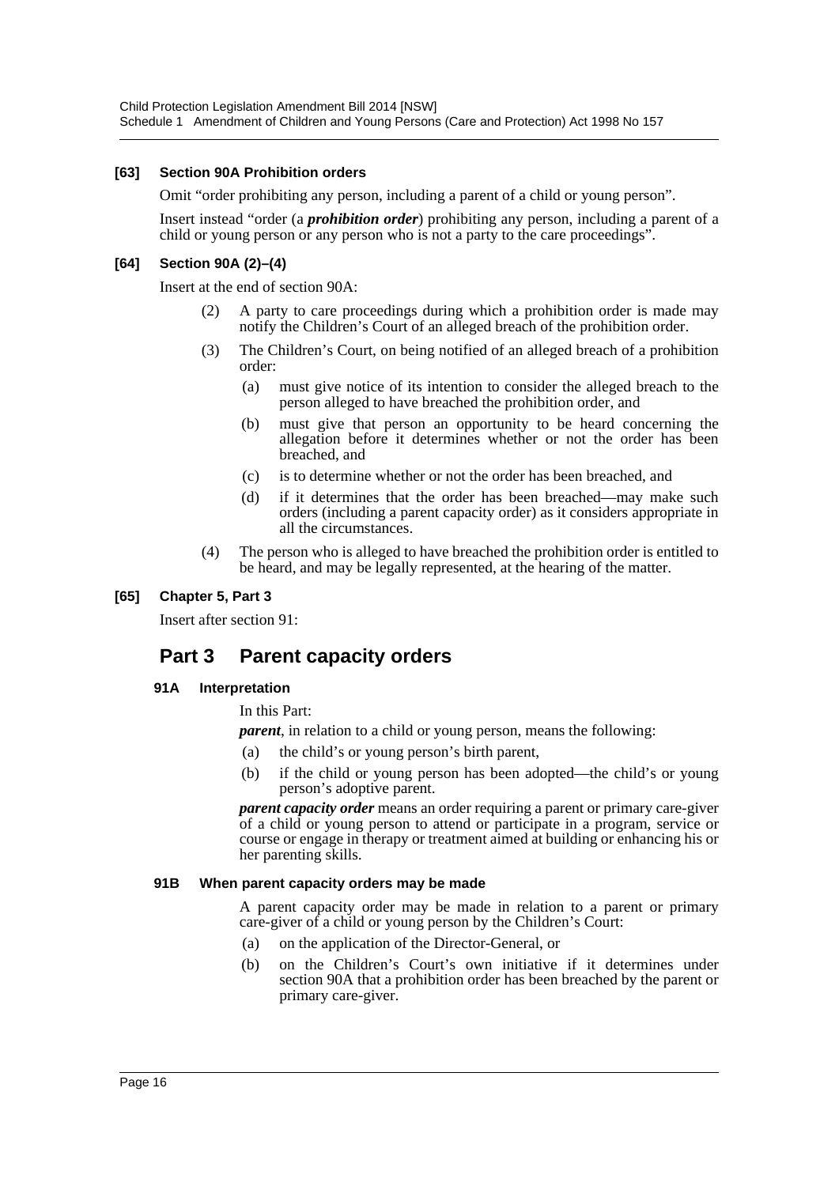#### [63] Section 90A Prohibition orders

Omit "order prohibiting any person, including a parent of a child or young person".

Insert instead "order (a ***prohibition order***) prohibiting any person, including a parent of a child or young person or any person who is not a party to the care proceedings".

#### [64] Section 90A (2)–(4)

Insert at the end of section 90A:

(2) A party to care proceedings during which a prohibition order is made may notify the Children's Court of an alleged breach of the prohibition order.

(3) The Children's Court, on being notified of an alleged breach of a prohibition order:

- (a) must give notice of its intention to consider the alleged breach to the person alleged to have breached the prohibition order, and
- (b) must give that person an opportunity to be heard concerning the allegation before it determines whether or not the order has been breached, and
- (c) is to determine whether or not the order has been breached, and
- (d) if it determines that the order has been breached—may make such orders (including a parent capacity order) as it considers appropriate in all the circumstances.

(4) The person who is alleged to have breached the prohibition order is entitled to be heard, and may be legally represented, at the hearing of the matter.

#### [65] Chapter 5, Part 3

Insert after section 91:

## Part 3 Parent capacity orders

#### 91A Interpretation

In this Part:

***parent***, in relation to a child or young person, means the following:

- (a) the child's or young person's birth parent,
- (b) if the child or young person has been adopted—the child's or young person's adoptive parent.

***parent capacity order*** means an order requiring a parent or primary care-giver of a child or young person to attend or participate in a program, service or course or engage in therapy or treatment aimed at building or enhancing his or her parenting skills.

#### 91B When parent capacity orders may be made

A parent capacity order may be made in relation to a parent or primary care-giver of a child or young person by the Children's Court:

- (a) on the application of the Director-General, or
- (b) on the Children's Court's own initiative if it determines under section 90A that a prohibition order has been breached by the parent or primary care-giver.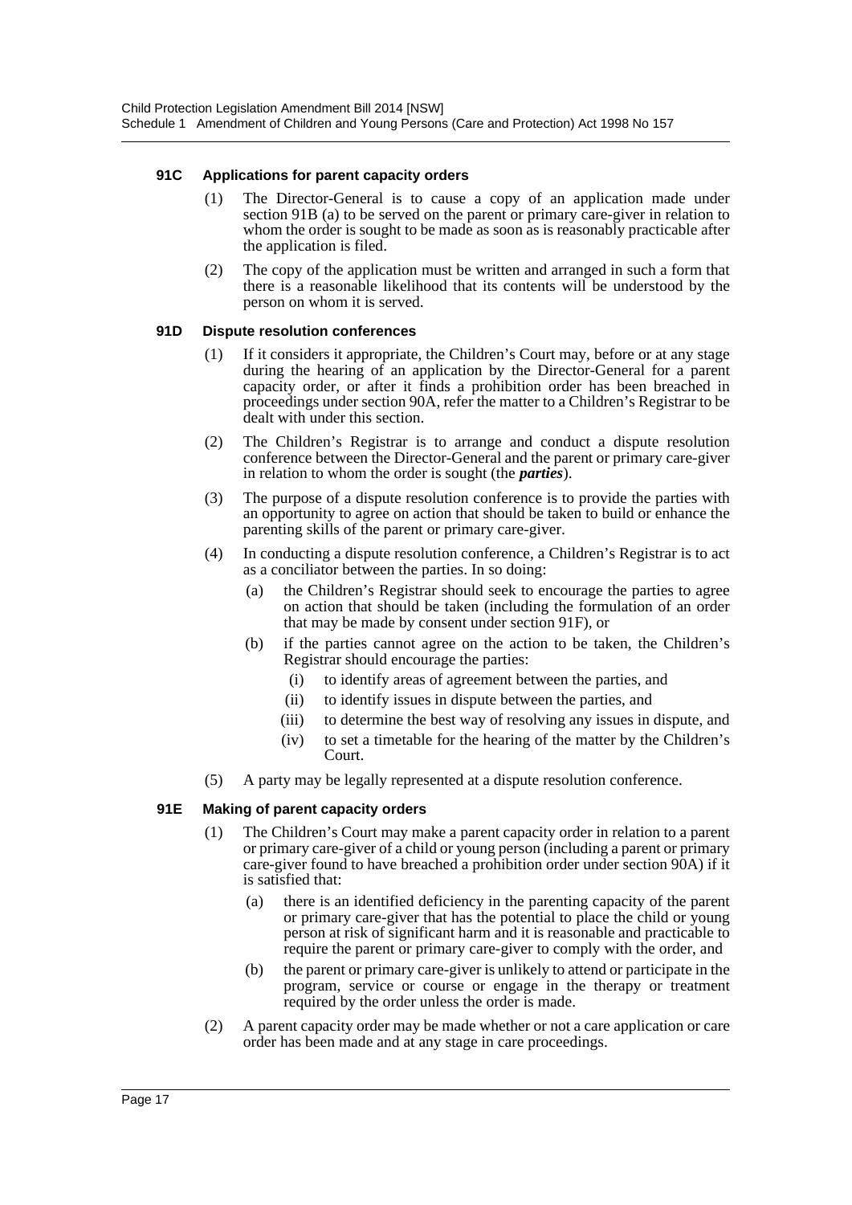#### 91C Applications for parent capacity orders

(1) The Director-General is to cause a copy of an application made under section 91B (a) to be served on the parent or primary care-giver in relation to whom the order is sought to be made as soon as is reasonably practicable after the application is filed.

(2) The copy of the application must be written and arranged in such a form that there is a reasonable likelihood that its contents will be understood by the person on whom it is served.

#### 91D Dispute resolution conferences

(1) If it considers it appropriate, the Children's Court may, before or at any stage during the hearing of an application by the Director-General for a parent capacity order, or after it finds a prohibition order has been breached in proceedings under section 90A, refer the matter to a Children's Registrar to be dealt with under this section.

(2) The Children's Registrar is to arrange and conduct a dispute resolution conference between the Director-General and the parent or primary care-giver in relation to whom the order is sought (the ***parties***).

(3) The purpose of a dispute resolution conference is to provide the parties with an opportunity to agree on action that should be taken to build or enhance the parenting skills of the parent or primary care-giver.

(4) In conducting a dispute resolution conference, a Children's Registrar is to act as a conciliator between the parties. In so doing:

- (a) the Children's Registrar should seek to encourage the parties to agree on action that should be taken (including the formulation of an order that may be made by consent under section 91F), or
- (b) if the parties cannot agree on the action to be taken, the Children's Registrar should encourage the parties:
  - (i) to identify areas of agreement between the parties, and
  - (ii) to identify issues in dispute between the parties, and
  - (iii) to determine the best way of resolving any issues in dispute, and
  - (iv) to set a timetable for the hearing of the matter by the Children's Court.

(5) A party may be legally represented at a dispute resolution conference.

#### 91E Making of parent capacity orders

(1) The Children's Court may make a parent capacity order in relation to a parent or primary care-giver of a child or young person (including a parent or primary care-giver found to have breached a prohibition order under section 90A) if it is satisfied that:

- (a) there is an identified deficiency in the parenting capacity of the parent or primary care-giver that has the potential to place the child or young person at risk of significant harm and it is reasonable and practicable to require the parent or primary care-giver to comply with the order, and
- (b) the parent or primary care-giver is unlikely to attend or participate in the program, service or course or engage in the therapy or treatment required by the order unless the order is made.

(2) A parent capacity order may be made whether or not a care application or care order has been made and at any stage in care proceedings.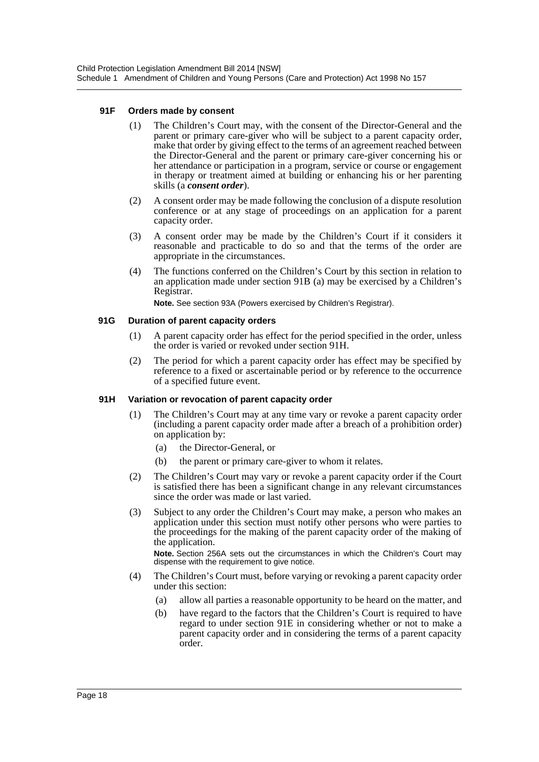### 91F Orders made by consent

(1) The Children's Court may, with the consent of the Director-General and the parent or primary care-giver who will be subject to a parent capacity order, make that order by giving effect to the terms of an agreement reached between the Director-General and the parent or primary care-giver concerning his or her attendance or participation in a program, service or course or engagement in therapy or treatment aimed at building or enhancing his or her parenting skills (a ***consent order***).

(2) A consent order may be made following the conclusion of a dispute resolution conference or at any stage of proceedings on an application for a parent capacity order.

(3) A consent order may be made by the Children's Court if it considers it reasonable and practicable to do so and that the terms of the order are appropriate in the circumstances.

(4) The functions conferred on the Children's Court by this section in relation to an application made under section 91B (a) may be exercised by a Children's Registrar.

**Note.** See section 93A (Powers exercised by Children's Registrar).

### 91G Duration of parent capacity orders

(1) A parent capacity order has effect for the period specified in the order, unless the order is varied or revoked under section 91H.

(2) The period for which a parent capacity order has effect may be specified by reference to a fixed or ascertainable period or by reference to the occurrence of a specified future event.

### 91H Variation or revocation of parent capacity order

(1) The Children's Court may at any time vary or revoke a parent capacity order (including a parent capacity order made after a breach of a prohibition order) on application by:

- (a) the Director-General, or
- (b) the parent or primary care-giver to whom it relates.

(2) The Children's Court may vary or revoke a parent capacity order if the Court is satisfied there has been a significant change in any relevant circumstances since the order was made or last varied.

(3) Subject to any order the Children's Court may make, a person who makes an application under this section must notify other persons who were parties to the proceedings for the making of the parent capacity order of the making of the application.

**Note.** Section 256A sets out the circumstances in which the Children's Court may dispense with the requirement to give notice.

(4) The Children's Court must, before varying or revoking a parent capacity order under this section:

- (a) allow all parties a reasonable opportunity to be heard on the matter, and
- (b) have regard to the factors that the Children's Court is required to have regard to under section 91E in considering whether or not to make a parent capacity order and in considering the terms of a parent capacity order.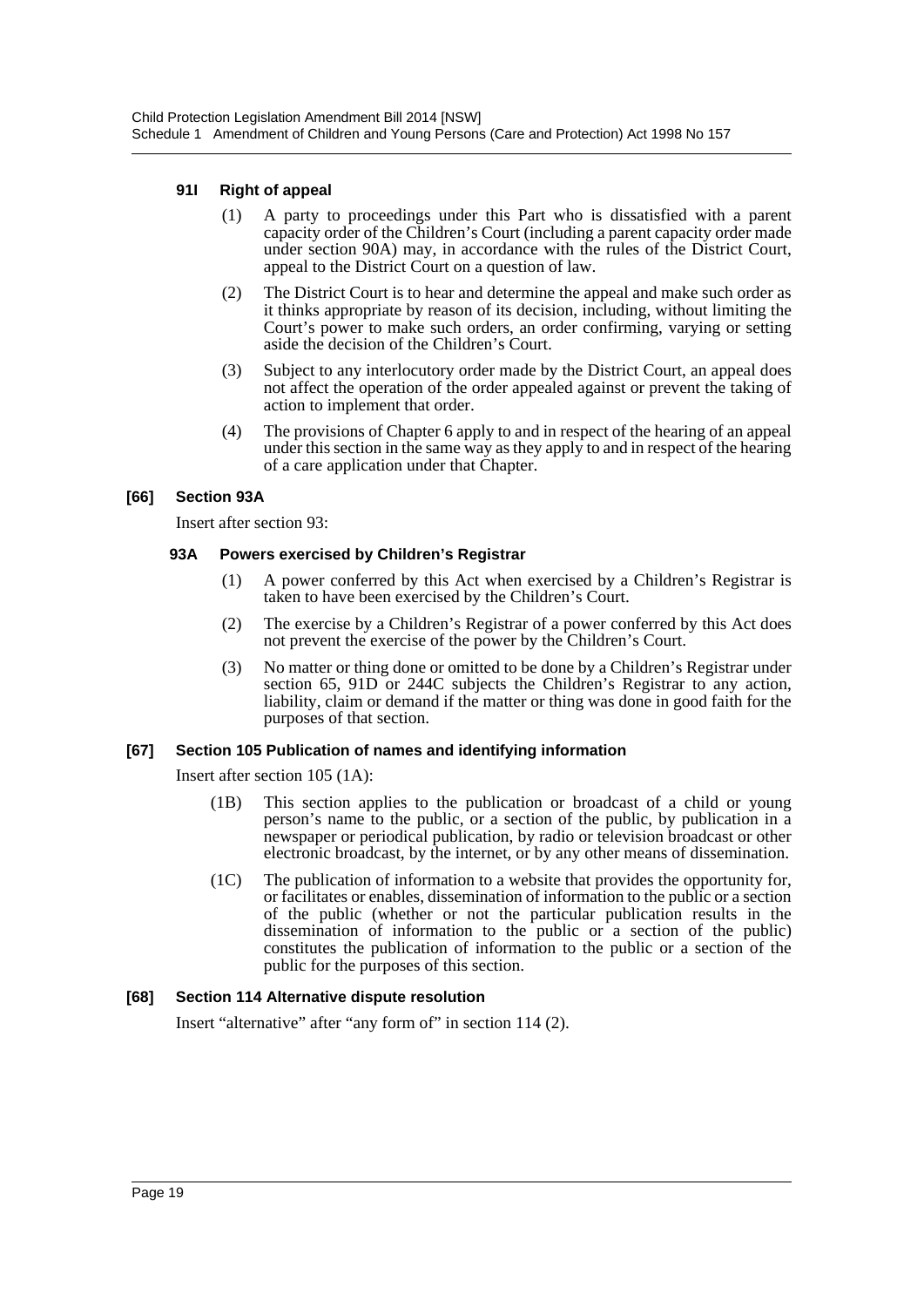#### 91I Right of appeal

(1) A party to proceedings under this Part who is dissatisfied with a parent capacity order of the Children's Court (including a parent capacity order made under section 90A) may, in accordance with the rules of the District Court, appeal to the District Court on a question of law.

(2) The District Court is to hear and determine the appeal and make such order as it thinks appropriate by reason of its decision, including, without limiting the Court's power to make such orders, an order confirming, varying or setting aside the decision of the Children's Court.

(3) Subject to any interlocutory order made by the District Court, an appeal does not affect the operation of the order appealed against or prevent the taking of action to implement that order.

(4) The provisions of Chapter 6 apply to and in respect of the hearing of an appeal under this section in the same way as they apply to and in respect of the hearing of a care application under that Chapter.

### [66] Section 93A

Insert after section 93:

#### 93A Powers exercised by Children's Registrar

(1) A power conferred by this Act when exercised by a Children's Registrar is taken to have been exercised by the Children's Court.

(2) The exercise by a Children's Registrar of a power conferred by this Act does not prevent the exercise of the power by the Children's Court.

(3) No matter or thing done or omitted to be done by a Children's Registrar under section 65, 91D or 244C subjects the Children's Registrar to any action, liability, claim or demand if the matter or thing was done in good faith for the purposes of that section.

### [67] Section 105 Publication of names and identifying information

Insert after section 105 (1A):

(1B) This section applies to the publication or broadcast of a child or young person's name to the public, or a section of the public, by publication in a newspaper or periodical publication, by radio or television broadcast or other electronic broadcast, by the internet, or by any other means of dissemination.

(1C) The publication of information to a website that provides the opportunity for, or facilitates or enables, dissemination of information to the public or a section of the public (whether or not the particular publication results in the dissemination of information to the public or a section of the public) constitutes the publication of information to the public or a section of the public for the purposes of this section.

### [68] Section 114 Alternative dispute resolution

Insert "alternative" after "any form of" in section 114 (2).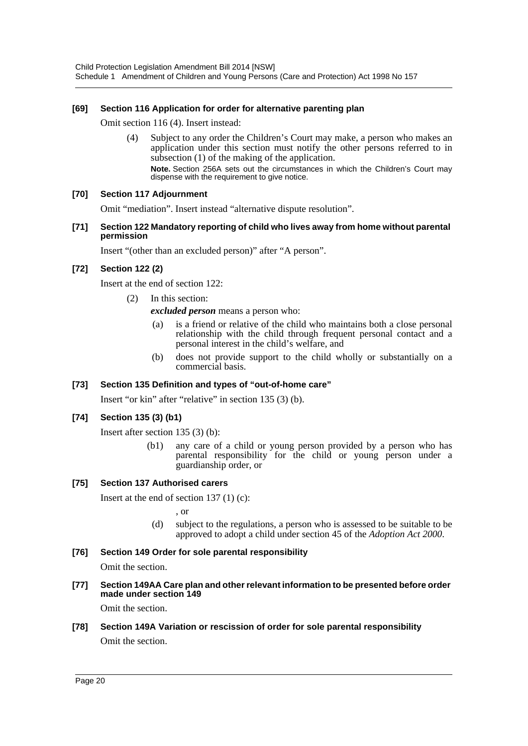### [69] Section 116 Application for order for alternative parenting plan

Omit section 116 (4). Insert instead:

> (4) Subject to any order the Children's Court may make, a person who makes an application under this section must notify the other persons referred to in subsection (1) of the making of the application.
>
> **Note.** Section 256A sets out the circumstances in which the Children's Court may dispense with the requirement to give notice.

### [70] Section 117 Adjournment

Omit "mediation". Insert instead "alternative dispute resolution".

### [71] Section 122 Mandatory reporting of child who lives away from home without parental permission

Insert "(other than an excluded person)" after "A person".

### [72] Section 122 (2)

Insert at the end of section 122:

> (2) In this section:
>
> ***excluded person*** means a person who:
>
> (a) is a friend or relative of the child who maintains both a close personal relationship with the child through frequent personal contact and a personal interest in the child's welfare, and
>
> (b) does not provide support to the child wholly or substantially on a commercial basis.

### [73] Section 135 Definition and types of "out-of-home care"

Insert "or kin" after "relative" in section 135 (3) (b).

### [74] Section 135 (3) (b1)

Insert after section 135 (3) (b):

> (b1) any care of a child or young person provided by a person who has parental responsibility for the child or young person under a guardianship order, or

### [75] Section 137 Authorised carers

Insert at the end of section 137 (1) (c):

> , or
>
> (d) subject to the regulations, a person who is assessed to be suitable to be approved to adopt a child under section 45 of the *Adoption Act 2000*.

### [76] Section 149 Order for sole parental responsibility

Omit the section.

### [77] Section 149AA Care plan and other relevant information to be presented before order made under section 149

Omit the section.

### [78] Section 149A Variation or rescission of order for sole parental responsibility

Omit the section.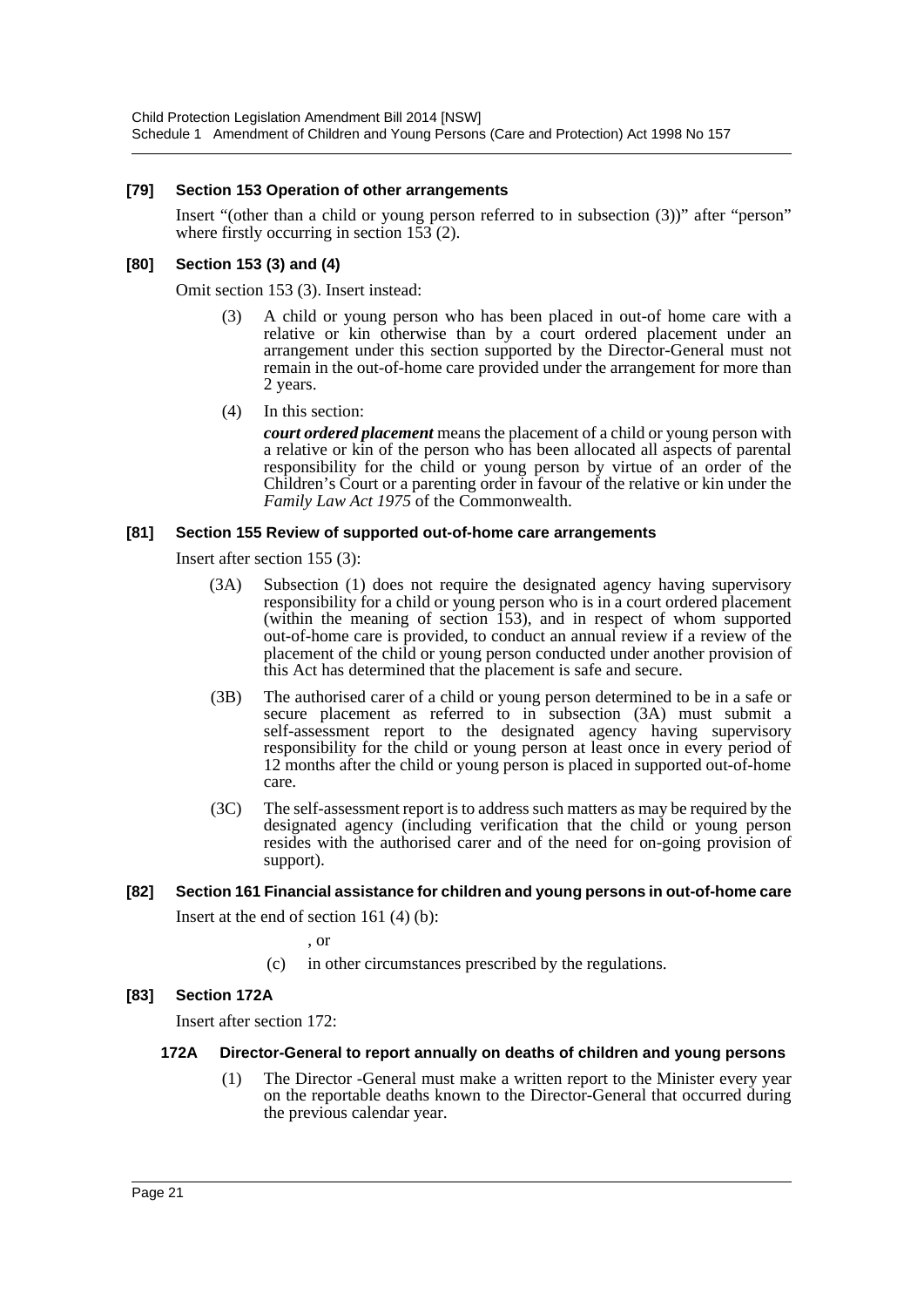#### [79] Section 153 Operation of other arrangements

Insert "(other than a child or young person referred to in subsection (3))" after "person" where firstly occurring in section 153 (2).

#### [80] Section 153 (3) and (4)

Omit section 153 (3). Insert instead:

(3) A child or young person who has been placed in out-of home care with a relative or kin otherwise than by a court ordered placement under an arrangement under this section supported by the Director-General must not remain in the out-of-home care provided under the arrangement for more than 2 years.

(4) In this section:

***court ordered placement*** means the placement of a child or young person with a relative or kin of the person who has been allocated all aspects of parental responsibility for the child or young person by virtue of an order of the Children's Court or a parenting order in favour of the relative or kin under the *Family Law Act 1975* of the Commonwealth.

#### [81] Section 155 Review of supported out-of-home care arrangements

Insert after section 155 (3):

(3A) Subsection (1) does not require the designated agency having supervisory responsibility for a child or young person who is in a court ordered placement (within the meaning of section 153), and in respect of whom supported out-of-home care is provided, to conduct an annual review if a review of the placement of the child or young person conducted under another provision of this Act has determined that the placement is safe and secure.

(3B) The authorised carer of a child or young person determined to be in a safe or secure placement as referred to in subsection (3A) must submit a self-assessment report to the designated agency having supervisory responsibility for the child or young person at least once in every period of 12 months after the child or young person is placed in supported out-of-home care.

(3C) The self-assessment report is to address such matters as may be required by the designated agency (including verification that the child or young person resides with the authorised carer and of the need for on-going provision of support).

#### [82] Section 161 Financial assistance for children and young persons in out-of-home care

Insert at the end of section 161 (4) (b):

, or

(c) in other circumstances prescribed by the regulations.

#### [83] Section 172A

Insert after section 172:

##### 172A Director-General to report annually on deaths of children and young persons

(1) The Director -General must make a written report to the Minister every year on the reportable deaths known to the Director-General that occurred during the previous calendar year.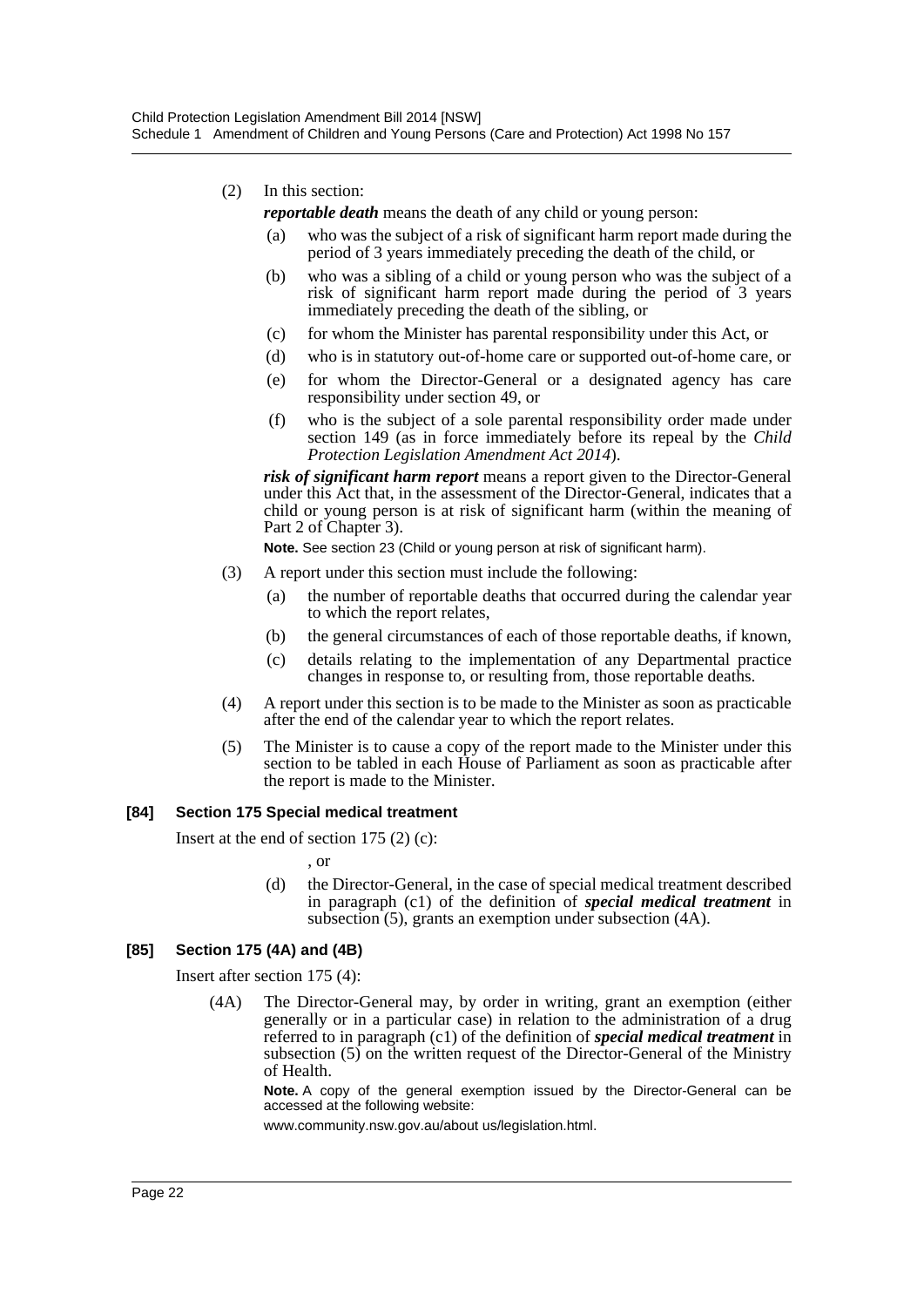(2) In this section:

***reportable death*** means the death of any child or young person:

(a) who was the subject of a risk of significant harm report made during the period of 3 years immediately preceding the death of the child, or

(b) who was a sibling of a child or young person who was the subject of a risk of significant harm report made during the period of 3 years immediately preceding the death of the sibling, or

(c) for whom the Minister has parental responsibility under this Act, or

(d) who is in statutory out-of-home care or supported out-of-home care, or

(e) for whom the Director-General or a designated agency has care responsibility under section 49, or

(f) who is the subject of a sole parental responsibility order made under section 149 (as in force immediately before its repeal by the *Child Protection Legislation Amendment Act 2014*).

***risk of significant harm report*** means a report given to the Director-General under this Act that, in the assessment of the Director-General, indicates that a child or young person is at risk of significant harm (within the meaning of Part 2 of Chapter 3).

**Note.** See section 23 (Child or young person at risk of significant harm).

(3) A report under this section must include the following:

(a) the number of reportable deaths that occurred during the calendar year to which the report relates,

(b) the general circumstances of each of those reportable deaths, if known,

(c) details relating to the implementation of any Departmental practice changes in response to, or resulting from, those reportable deaths.

(4) A report under this section is to be made to the Minister as soon as practicable after the end of the calendar year to which the report relates.

(5) The Minister is to cause a copy of the report made to the Minister under this section to be tabled in each House of Parliament as soon as practicable after the report is made to the Minister.

**[84] Section 175 Special medical treatment**

Insert at the end of section 175 (2) (c):

, or

(d) the Director-General, in the case of special medical treatment described in paragraph (c1) of the definition of ***special medical treatment*** in subsection (5), grants an exemption under subsection (4A).

**[85] Section 175 (4A) and (4B)**

Insert after section 175 (4):

(4A) The Director-General may, by order in writing, grant an exemption (either generally or in a particular case) in relation to the administration of a drug referred to in paragraph (c1) of the definition of ***special medical treatment*** in subsection (5) on the written request of the Director-General of the Ministry of Health.

**Note.** A copy of the general exemption issued by the Director-General can be accessed at the following website:

www.community.nsw.gov.au/about us/legislation.html.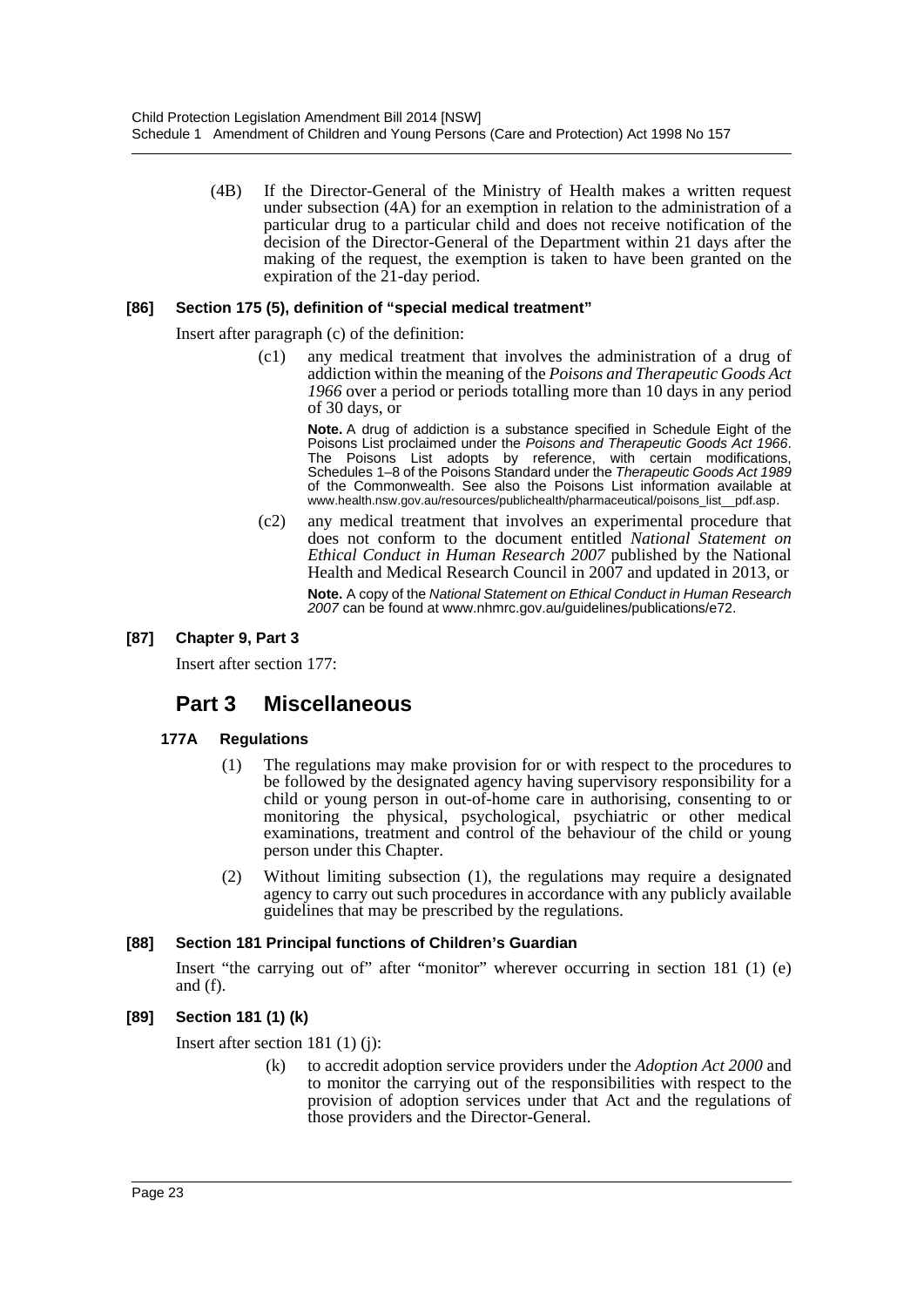(4B) If the Director-General of the Ministry of Health makes a written request under subsection (4A) for an exemption in relation to the administration of a particular drug to a particular child and does not receive notification of the decision of the Director-General of the Department within 21 days after the making of the request, the exemption is taken to have been granted on the expiration of the 21-day period.

#### [86] Section 175 (5), definition of "special medical treatment"

Insert after paragraph (c) of the definition:

(c1) any medical treatment that involves the administration of a drug of addiction within the meaning of the *Poisons and Therapeutic Goods Act 1966* over a period or periods totalling more than 10 days in any period of 30 days, or

**Note.** A drug of addiction is a substance specified in Schedule Eight of the Poisons List proclaimed under the *Poisons and Therapeutic Goods Act 1966*. The Poisons List adopts by reference, with certain modifications, Schedules 1–8 of the Poisons Standard under the *Therapeutic Goods Act 1989* of the Commonwealth. See also the Poisons List information available at www.health.nsw.gov.au/resources/publichealth/pharmaceutical/poisons_list__pdf.asp.

(c2) any medical treatment that involves an experimental procedure that does not conform to the document entitled *National Statement on Ethical Conduct in Human Research 2007* published by the National Health and Medical Research Council in 2007 and updated in 2013, or

**Note.** A copy of the *National Statement on Ethical Conduct in Human Research 2007* can be found at www.nhmrc.gov.au/guidelines/publications/e72.

#### [87] Chapter 9, Part 3

Insert after section 177:

## Part 3 Miscellaneous

### 177A Regulations

(1) The regulations may make provision for or with respect to the procedures to be followed by the designated agency having supervisory responsibility for a child or young person in out-of-home care in authorising, consenting to or monitoring the physical, psychological, psychiatric or other medical examinations, treatment and control of the behaviour of the child or young person under this Chapter.

(2) Without limiting subsection (1), the regulations may require a designated agency to carry out such procedures in accordance with any publicly available guidelines that may be prescribed by the regulations.

#### [88] Section 181 Principal functions of Children's Guardian

Insert "the carrying out of" after "monitor" wherever occurring in section 181 (1) (e) and (f).

#### [89] Section 181 (1) (k)

Insert after section 181 (1) (j):

(k) to accredit adoption service providers under the *Adoption Act 2000* and to monitor the carrying out of the responsibilities with respect to the provision of adoption services under that Act and the regulations of those providers and the Director-General.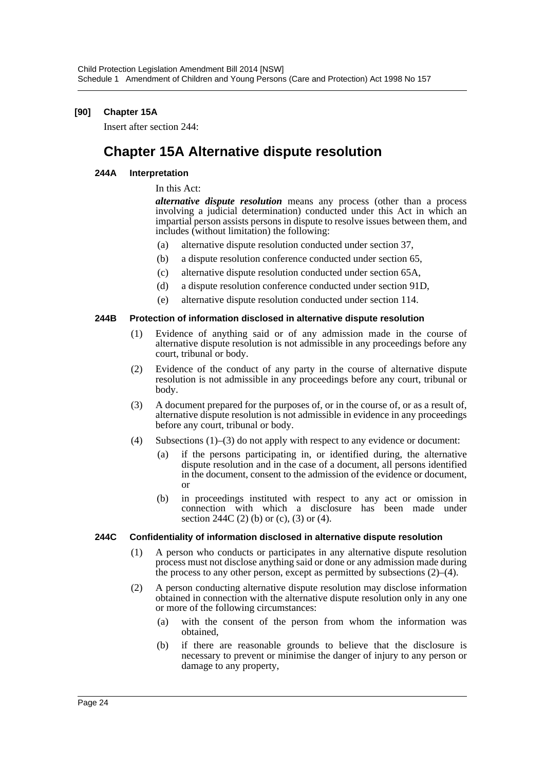**[90] Chapter 15A**

Insert after section 244:

# Chapter 15A Alternative dispute resolution

#### 244A Interpretation

In this Act:

***alternative dispute resolution*** means any process (other than a process involving a judicial determination) conducted under this Act in which an impartial person assists persons in dispute to resolve issues between them, and includes (without limitation) the following:

(a) alternative dispute resolution conducted under section 37,

(b) a dispute resolution conference conducted under section 65,

(c) alternative dispute resolution conducted under section 65A,

(d) a dispute resolution conference conducted under section 91D,

(e) alternative dispute resolution conducted under section 114.

#### 244B Protection of information disclosed in alternative dispute resolution

(1) Evidence of anything said or of any admission made in the course of alternative dispute resolution is not admissible in any proceedings before any court, tribunal or body.

(2) Evidence of the conduct of any party in the course of alternative dispute resolution is not admissible in any proceedings before any court, tribunal or body.

(3) A document prepared for the purposes of, or in the course of, or as a result of, alternative dispute resolution is not admissible in evidence in any proceedings before any court, tribunal or body.

(4) Subsections (1)–(3) do not apply with respect to any evidence or document:

(a) if the persons participating in, or identified during, the alternative dispute resolution and in the case of a document, all persons identified in the document, consent to the admission of the evidence or document, or

(b) in proceedings instituted with respect to any act or omission in connection with which a disclosure has been made under section 244C (2) (b) or (c), (3) or (4).

#### 244C Confidentiality of information disclosed in alternative dispute resolution

(1) A person who conducts or participates in any alternative dispute resolution process must not disclose anything said or done or any admission made during the process to any other person, except as permitted by subsections (2)–(4).

(2) A person conducting alternative dispute resolution may disclose information obtained in connection with the alternative dispute resolution only in any one or more of the following circumstances:

(a) with the consent of the person from whom the information was obtained,

(b) if there are reasonable grounds to believe that the disclosure is necessary to prevent or minimise the danger of injury to any person or damage to any property,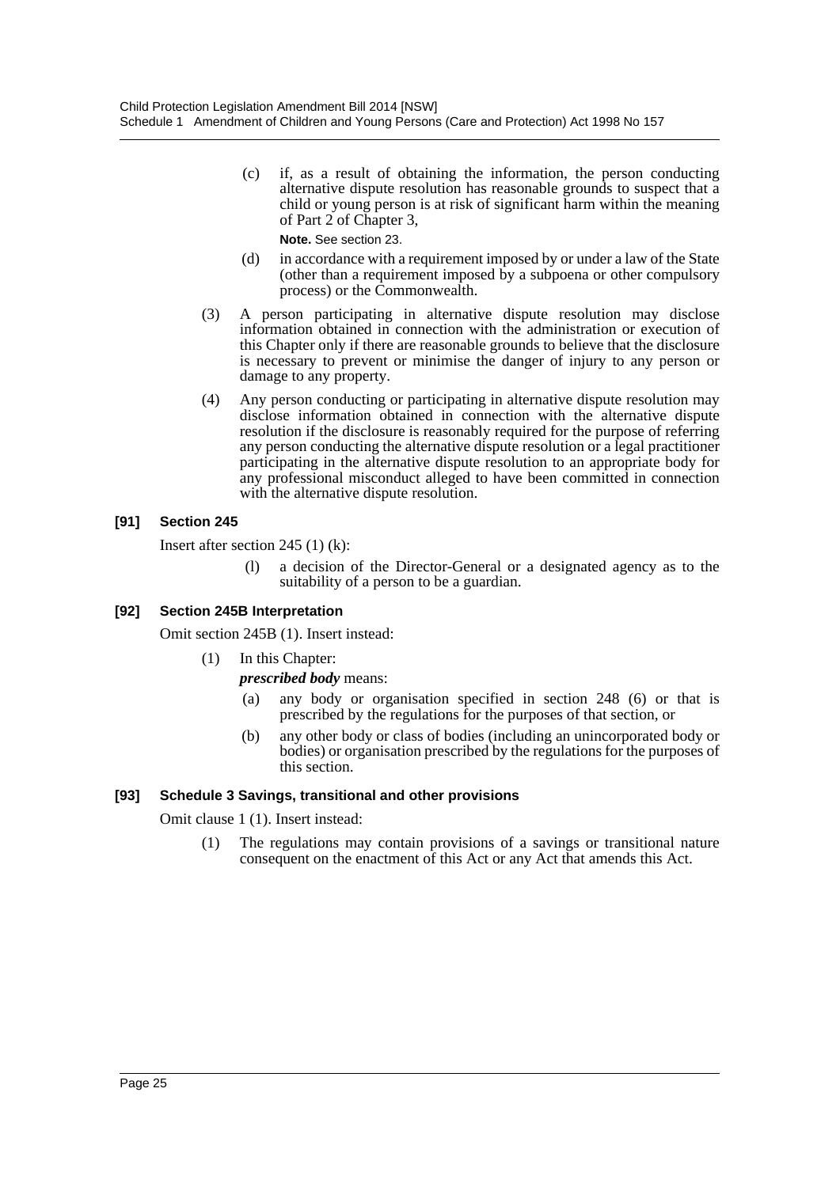(c) if, as a result of obtaining the information, the person conducting alternative dispute resolution has reasonable grounds to suspect that a child or young person is at risk of significant harm within the meaning of Part 2 of Chapter 3,

**Note.** See section 23.

(d) in accordance with a requirement imposed by or under a law of the State (other than a requirement imposed by a subpoena or other compulsory process) or the Commonwealth.

(3) A person participating in alternative dispute resolution may disclose information obtained in connection with the administration or execution of this Chapter only if there are reasonable grounds to believe that the disclosure is necessary to prevent or minimise the danger of injury to any person or damage to any property.

(4) Any person conducting or participating in alternative dispute resolution may disclose information obtained in connection with the alternative dispute resolution if the disclosure is reasonably required for the purpose of referring any person conducting the alternative dispute resolution or a legal practitioner participating in the alternative dispute resolution to an appropriate body for any professional misconduct alleged to have been committed in connection with the alternative dispute resolution.

### [91] Section 245

Insert after section 245 (1) (k):

(l) a decision of the Director-General or a designated agency as to the suitability of a person to be a guardian.

### [92] Section 245B Interpretation

Omit section 245B (1). Insert instead:

(1) In this Chapter:

***prescribed body*** means:

(a) any body or organisation specified in section 248 (6) or that is prescribed by the regulations for the purposes of that section, or

(b) any other body or class of bodies (including an unincorporated body or bodies) or organisation prescribed by the regulations for the purposes of this section.

### [93] Schedule 3 Savings, transitional and other provisions

Omit clause 1 (1). Insert instead:

(1) The regulations may contain provisions of a savings or transitional nature consequent on the enactment of this Act or any Act that amends this Act.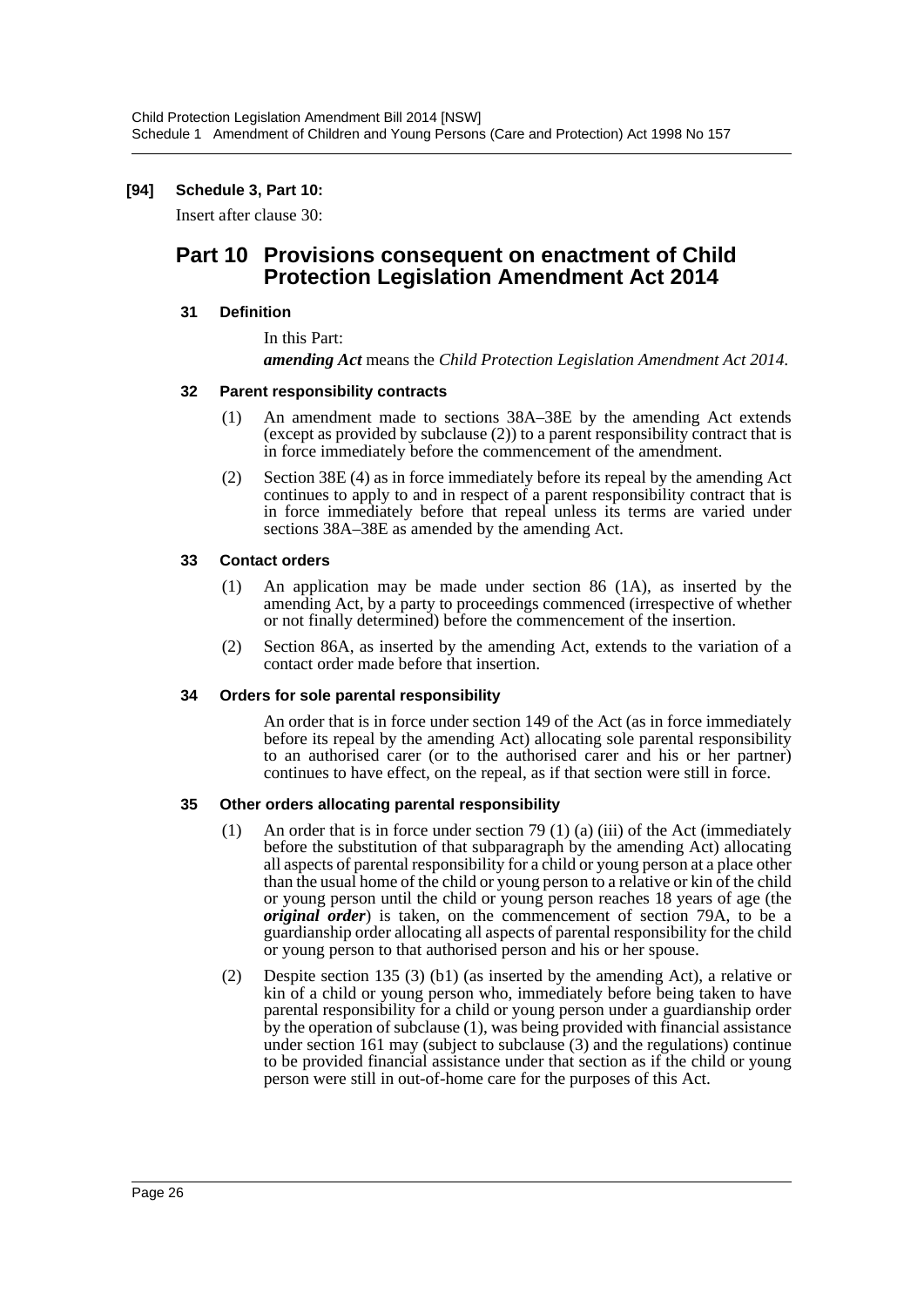**[94] Schedule 3, Part 10:**

Insert after clause 30:

## Part 10 Provisions consequent on enactment of Child Protection Legislation Amendment Act 2014

### 31 Definition

In this Part:

***amending Act*** means the *Child Protection Legislation Amendment Act 2014*.

### 32 Parent responsibility contracts

(1) An amendment made to sections 38A–38E by the amending Act extends (except as provided by subclause (2)) to a parent responsibility contract that is in force immediately before the commencement of the amendment.

(2) Section 38E (4) as in force immediately before its repeal by the amending Act continues to apply to and in respect of a parent responsibility contract that is in force immediately before that repeal unless its terms are varied under sections 38A–38E as amended by the amending Act.

### 33 Contact orders

(1) An application may be made under section 86 (1A), as inserted by the amending Act, by a party to proceedings commenced (irrespective of whether or not finally determined) before the commencement of the insertion.

(2) Section 86A, as inserted by the amending Act, extends to the variation of a contact order made before that insertion.

### 34 Orders for sole parental responsibility

An order that is in force under section 149 of the Act (as in force immediately before its repeal by the amending Act) allocating sole parental responsibility to an authorised carer (or to the authorised carer and his or her partner) continues to have effect, on the repeal, as if that section were still in force.

### 35 Other orders allocating parental responsibility

(1) An order that is in force under section 79 (1) (a) (iii) of the Act (immediately before the substitution of that subparagraph by the amending Act) allocating all aspects of parental responsibility for a child or young person at a place other than the usual home of the child or young person to a relative or kin of the child or young person until the child or young person reaches 18 years of age (the ***original order***) is taken, on the commencement of section 79A, to be a guardianship order allocating all aspects of parental responsibility for the child or young person to that authorised person and his or her spouse.

(2) Despite section 135 (3) (b1) (as inserted by the amending Act), a relative or kin of a child or young person who, immediately before being taken to have parental responsibility for a child or young person under a guardianship order by the operation of subclause (1), was being provided with financial assistance under section 161 may (subject to subclause (3) and the regulations) continue to be provided financial assistance under that section as if the child or young person were still in out-of-home care for the purposes of this Act.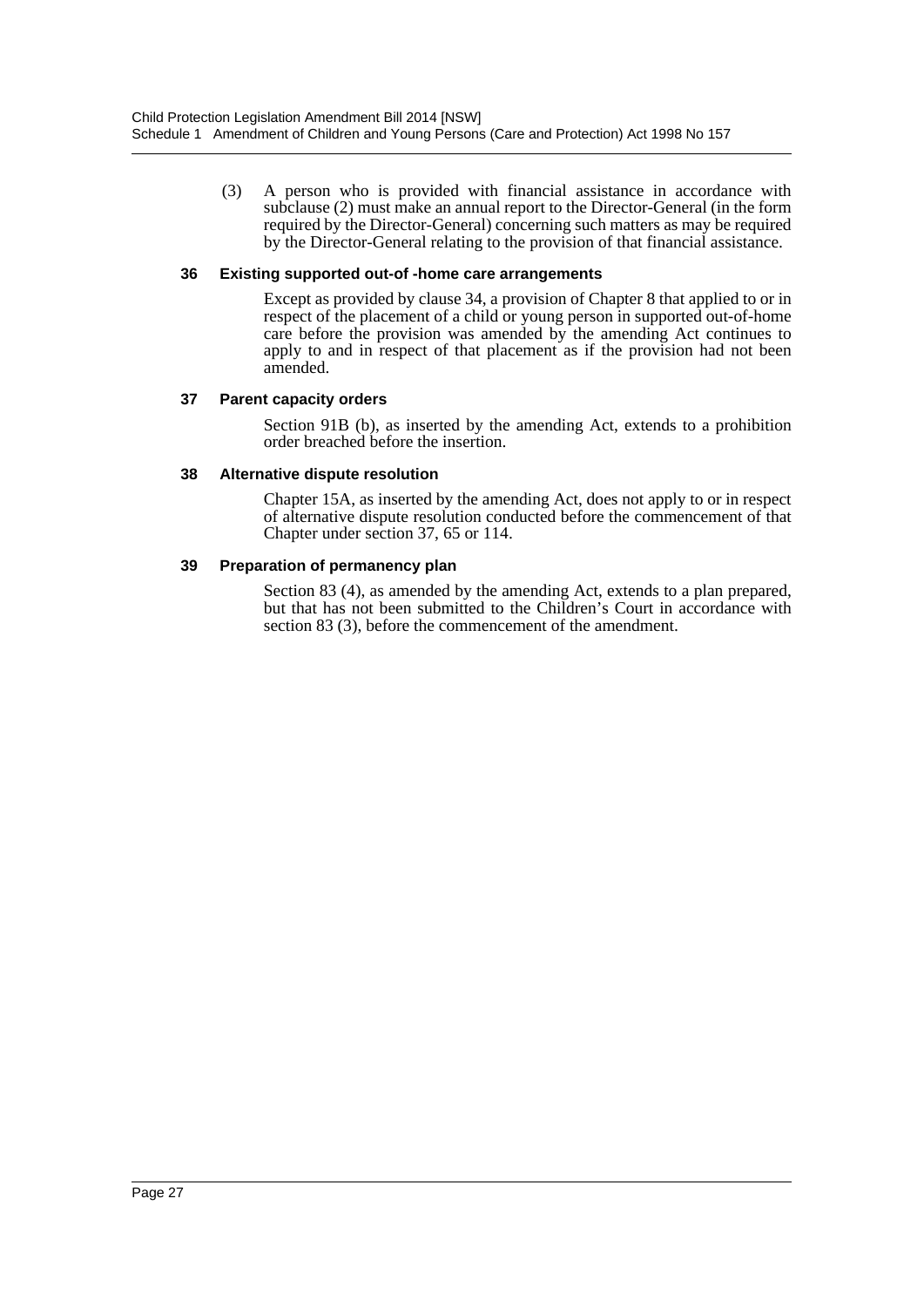(3) A person who is provided with financial assistance in accordance with subclause (2) must make an annual report to the Director-General (in the form required by the Director-General) concerning such matters as may be required by the Director-General relating to the provision of that financial assistance.

### 36 Existing supported out-of -home care arrangements

Except as provided by clause 34, a provision of Chapter 8 that applied to or in respect of the placement of a child or young person in supported out-of-home care before the provision was amended by the amending Act continues to apply to and in respect of that placement as if the provision had not been amended.

### 37 Parent capacity orders

Section 91B (b), as inserted by the amending Act, extends to a prohibition order breached before the insertion.

### 38 Alternative dispute resolution

Chapter 15A, as inserted by the amending Act, does not apply to or in respect of alternative dispute resolution conducted before the commencement of that Chapter under section 37, 65 or 114.

### 39 Preparation of permanency plan

Section 83 (4), as amended by the amending Act, extends to a plan prepared, but that has not been submitted to the Children's Court in accordance with section 83 (3), before the commencement of the amendment.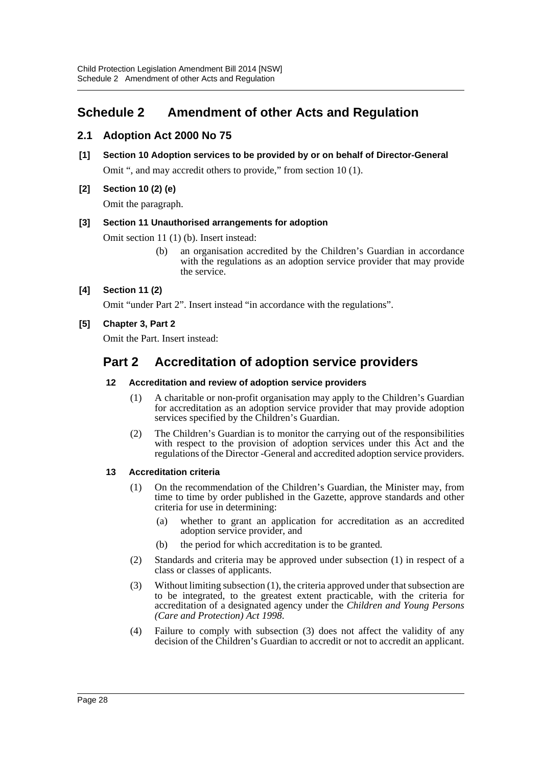# Schedule 2 Amendment of other Acts and Regulation

## 2.1 Adoption Act 2000 No 75

**[1] Section 10 Adoption services to be provided by or on behalf of Director-General**

Omit ", and may accredit others to provide," from section 10 (1).

**[2] Section 10 (2) (e)**

Omit the paragraph.

**[3] Section 11 Unauthorised arrangements for adoption**

Omit section 11 (1) (b). Insert instead:

> (b) an organisation accredited by the Children's Guardian in accordance with the regulations as an adoption service provider that may provide the service.

**[4] Section 11 (2)**

Omit "under Part 2". Insert instead "in accordance with the regulations".

**[5] Chapter 3, Part 2**

Omit the Part. Insert instead:

## Part 2 Accreditation of adoption service providers

**12 Accreditation and review of adoption service providers**

(1) A charitable or non-profit organisation may apply to the Children's Guardian for accreditation as an adoption service provider that may provide adoption services specified by the Children's Guardian.

(2) The Children's Guardian is to monitor the carrying out of the responsibilities with respect to the provision of adoption services under this Act and the regulations of the Director -General and accredited adoption service providers.

**13 Accreditation criteria**

(1) On the recommendation of the Children's Guardian, the Minister may, from time to time by order published in the Gazette, approve standards and other criteria for use in determining:

(a) whether to grant an application for accreditation as an accredited adoption service provider, and

(b) the period for which accreditation is to be granted.

(2) Standards and criteria may be approved under subsection (1) in respect of a class or classes of applicants.

(3) Without limiting subsection (1), the criteria approved under that subsection are to be integrated, to the greatest extent practicable, with the criteria for accreditation of a designated agency under the *Children and Young Persons (Care and Protection) Act 1998*.

(4) Failure to comply with subsection (3) does not affect the validity of any decision of the Children's Guardian to accredit or not to accredit an applicant.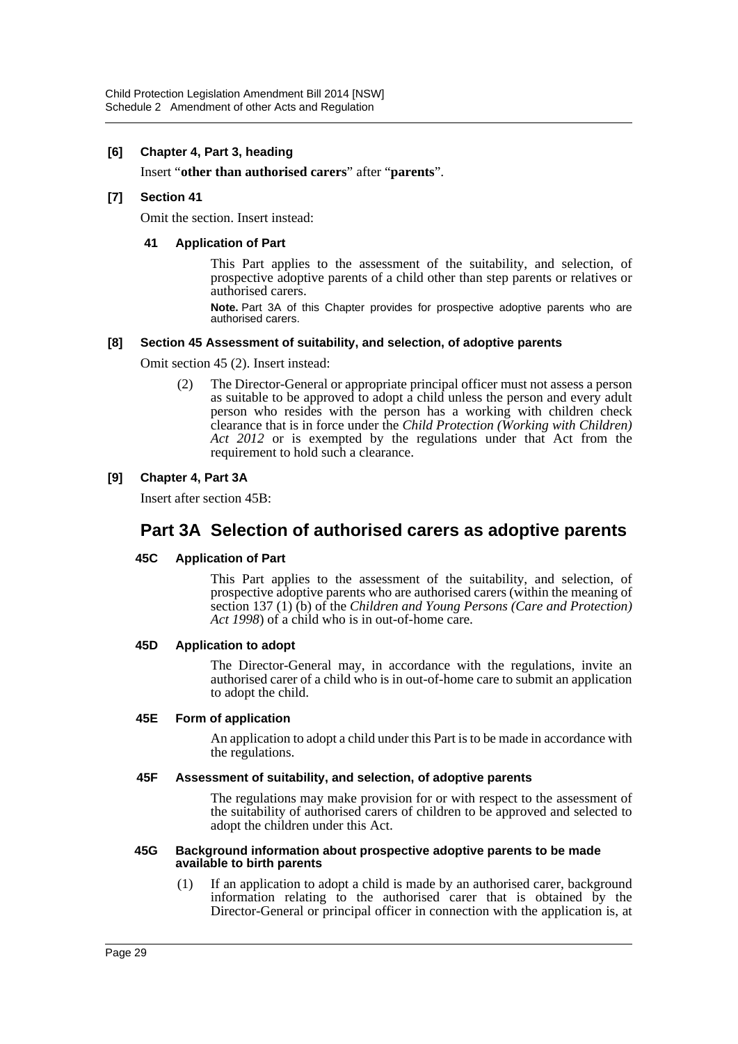**[6] Chapter 4, Part 3, heading**

Insert "**other than authorised carers**" after "**parents**".

**[7] Section 41**

Omit the section. Insert instead:

**41 Application of Part**

This Part applies to the assessment of the suitability, and selection, of prospective adoptive parents of a child other than step parents or relatives or authorised carers.

**Note.** Part 3A of this Chapter provides for prospective adoptive parents who are authorised carers.

**[8] Section 45 Assessment of suitability, and selection, of adoptive parents**

Omit section 45 (2). Insert instead:

(2) The Director-General or appropriate principal officer must not assess a person as suitable to be approved to adopt a child unless the person and every adult person who resides with the person has a working with children check clearance that is in force under the *Child Protection (Working with Children) Act 2012* or is exempted by the regulations under that Act from the requirement to hold such a clearance.

**[9] Chapter 4, Part 3A**

Insert after section 45B:

## Part 3A Selection of authorised carers as adoptive parents

**45C Application of Part**

This Part applies to the assessment of the suitability, and selection, of prospective adoptive parents who are authorised carers (within the meaning of section 137 (1) (b) of the *Children and Young Persons (Care and Protection) Act 1998*) of a child who is in out-of-home care.

**45D Application to adopt**

The Director-General may, in accordance with the regulations, invite an authorised carer of a child who is in out-of-home care to submit an application to adopt the child.

**45E Form of application**

An application to adopt a child under this Part is to be made in accordance with the regulations.

**45F Assessment of suitability, and selection, of adoptive parents**

The regulations may make provision for or with respect to the assessment of the suitability of authorised carers of children to be approved and selected to adopt the children under this Act.

**45G Background information about prospective adoptive parents to be made available to birth parents**

(1) If an application to adopt a child is made by an authorised carer, background information relating to the authorised carer that is obtained by the Director-General or principal officer in connection with the application is, at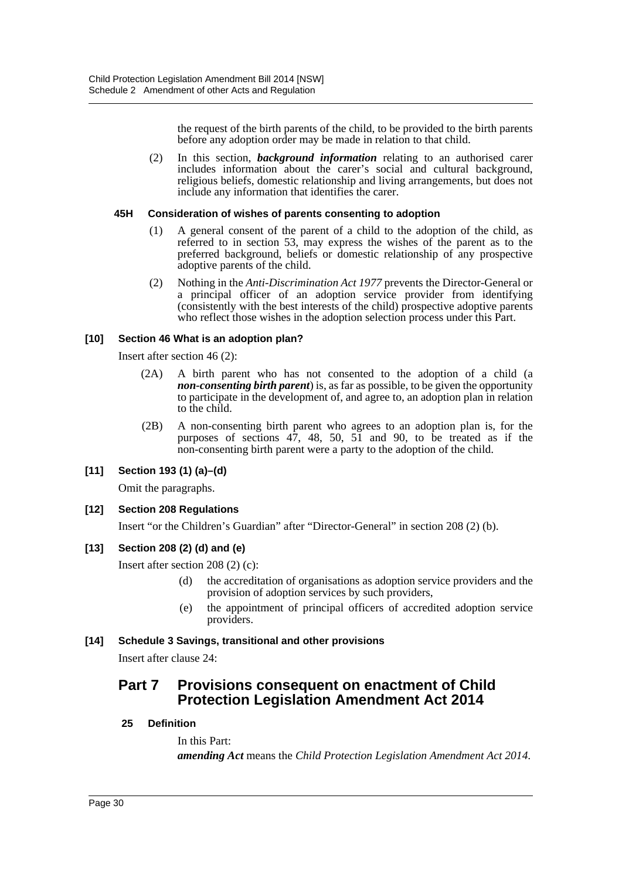the request of the birth parents of the child, to be provided to the birth parents before any adoption order may be made in relation to that child.

(2) In this section, ***background information*** relating to an authorised carer includes information about the carer's social and cultural background, religious beliefs, domestic relationship and living arrangements, but does not include any information that identifies the carer.

#### 45H Consideration of wishes of parents consenting to adoption

(1) A general consent of the parent of a child to the adoption of the child, as referred to in section 53, may express the wishes of the parent as to the preferred background, beliefs or domestic relationship of any prospective adoptive parents of the child.

(2) Nothing in the *Anti-Discrimination Act 1977* prevents the Director-General or a principal officer of an adoption service provider from identifying (consistently with the best interests of the child) prospective adoptive parents who reflect those wishes in the adoption selection process under this Part.

### [10] Section 46 What is an adoption plan?

Insert after section 46 (2):

(2A) A birth parent who has not consented to the adoption of a child (a ***non-consenting birth parent***) is, as far as possible, to be given the opportunity to participate in the development of, and agree to, an adoption plan in relation to the child.

(2B) A non-consenting birth parent who agrees to an adoption plan is, for the purposes of sections 47, 48, 50, 51 and 90, to be treated as if the non-consenting birth parent were a party to the adoption of the child.

### [11] Section 193 (1) (a)–(d)

Omit the paragraphs.

### [12] Section 208 Regulations

Insert "or the Children's Guardian" after "Director-General" in section 208 (2) (b).

### [13] Section 208 (2) (d) and (e)

Insert after section 208 (2) (c):

(d) the accreditation of organisations as adoption service providers and the provision of adoption services by such providers,

(e) the appointment of principal officers of accredited adoption service providers.

### [14] Schedule 3 Savings, transitional and other provisions

Insert after clause 24:

## Part 7 Provisions consequent on enactment of Child Protection Legislation Amendment Act 2014

#### 25 Definition

In this Part:

***amending Act*** means the *Child Protection Legislation Amendment Act 2014*.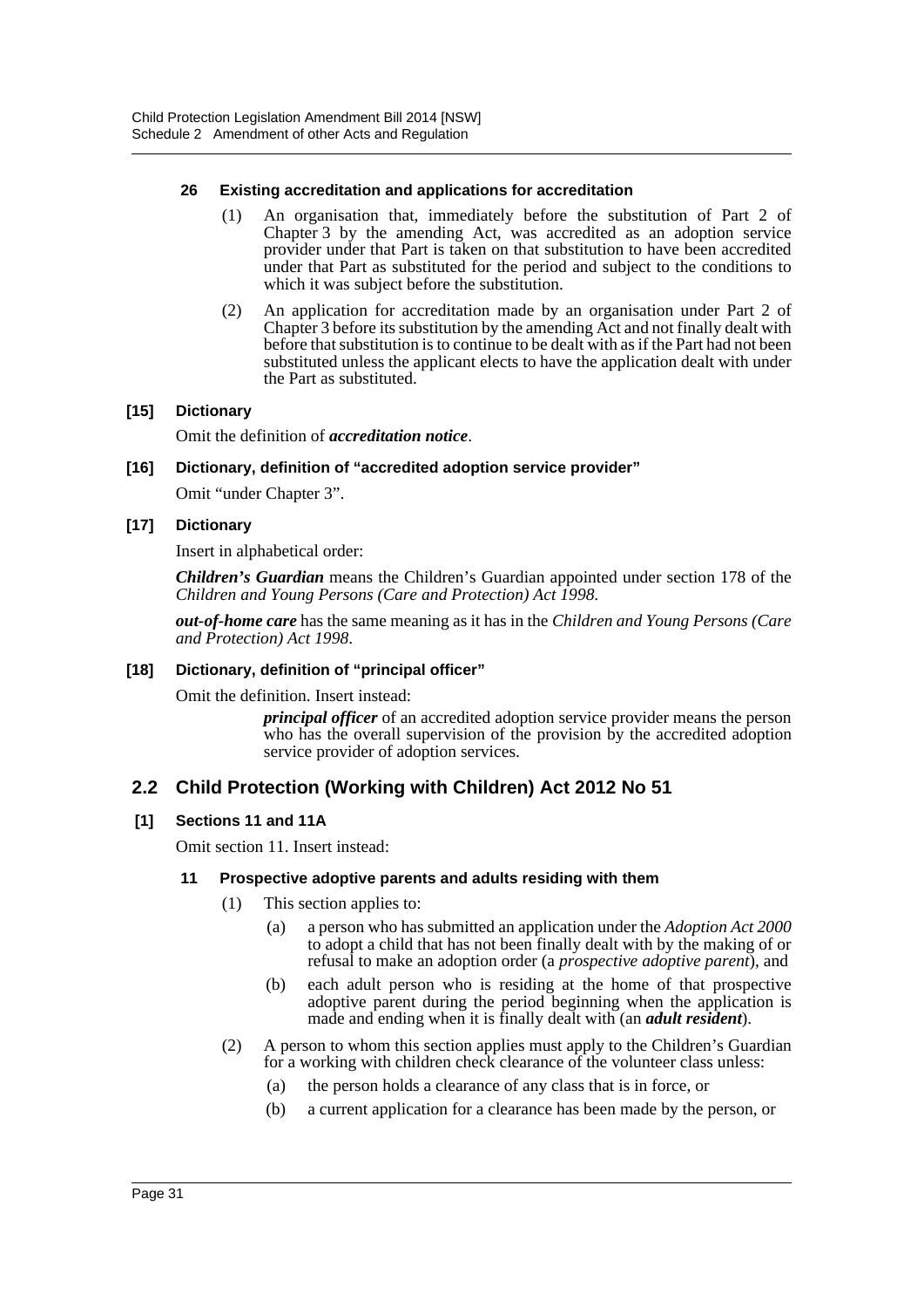#### 26 Existing accreditation and applications for accreditation

(1) An organisation that, immediately before the substitution of Part 2 of Chapter 3 by the amending Act, was accredited as an adoption service provider under that Part is taken on that substitution to have been accredited under that Part as substituted for the period and subject to the conditions to which it was subject before the substitution.

(2) An application for accreditation made by an organisation under Part 2 of Chapter 3 before its substitution by the amending Act and not finally dealt with before that substitution is to continue to be dealt with as if the Part had not been substituted unless the applicant elects to have the application dealt with under the Part as substituted.

#### [15] Dictionary

Omit the definition of ***accreditation notice***.

#### [16] Dictionary, definition of "accredited adoption service provider"

Omit "under Chapter 3".

#### [17] Dictionary

Insert in alphabetical order:

***Children's Guardian*** means the Children's Guardian appointed under section 178 of the *Children and Young Persons (Care and Protection) Act 1998*.

***out-of-home care*** has the same meaning as it has in the *Children and Young Persons (Care and Protection) Act 1998*.

#### [18] Dictionary, definition of "principal officer"

Omit the definition. Insert instead:

> ***principal officer*** of an accredited adoption service provider means the person who has the overall supervision of the provision by the accredited adoption service provider of adoption services.

## 2.2 Child Protection (Working with Children) Act 2012 No 51

#### [1] Sections 11 and 11A

Omit section 11. Insert instead:

#### 11 Prospective adoptive parents and adults residing with them

(1) This section applies to:

- (a) a person who has submitted an application under the *Adoption Act 2000* to adopt a child that has not been finally dealt with by the making of or refusal to make an adoption order (a *prospective adoptive parent*), and
- (b) each adult person who is residing at the home of that prospective adoptive parent during the period beginning when the application is made and ending when it is finally dealt with (an ***adult resident***).

(2) A person to whom this section applies must apply to the Children's Guardian for a working with children check clearance of the volunteer class unless:

- (a) the person holds a clearance of any class that is in force, or
- (b) a current application for a clearance has been made by the person, or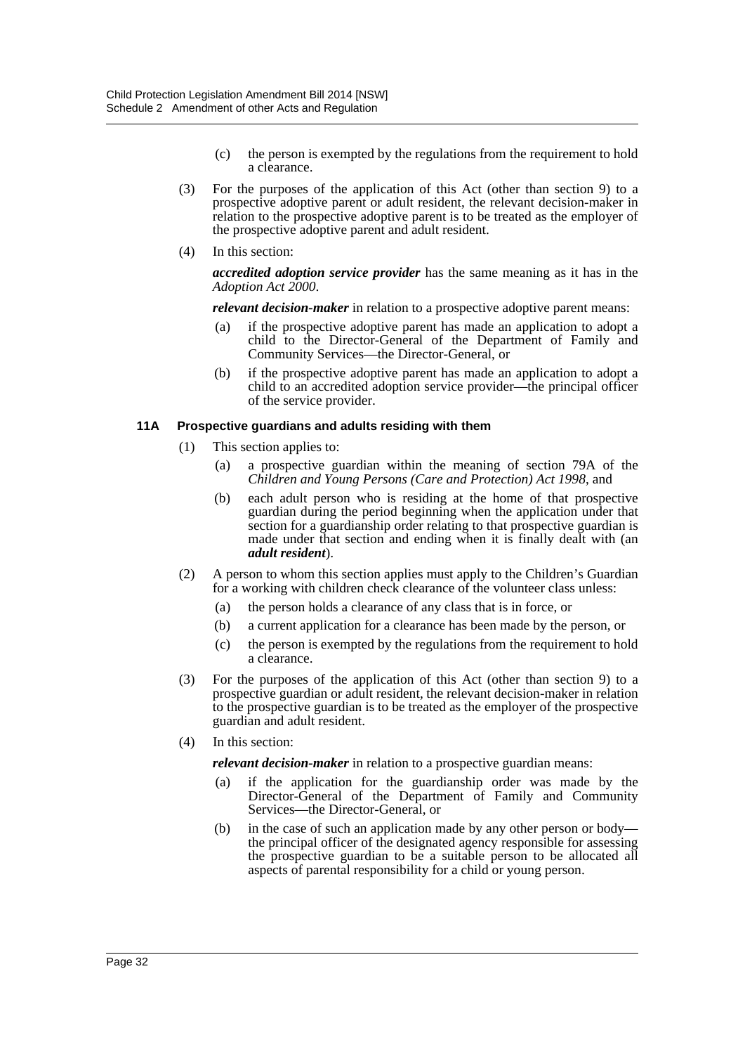(c) the person is exempted by the regulations from the requirement to hold a clearance.

(3) For the purposes of the application of this Act (other than section 9) to a prospective adoptive parent or adult resident, the relevant decision-maker in relation to the prospective adoptive parent is to be treated as the employer of the prospective adoptive parent and adult resident.

(4) In this section:

***accredited adoption service provider*** has the same meaning as it has in the *Adoption Act 2000*.

***relevant decision-maker*** in relation to a prospective adoptive parent means:

(a) if the prospective adoptive parent has made an application to adopt a child to the Director-General of the Department of Family and Community Services—the Director-General, or

(b) if the prospective adoptive parent has made an application to adopt a child to an accredited adoption service provider—the principal officer of the service provider.

#### 11A Prospective guardians and adults residing with them

(1) This section applies to:

(a) a prospective guardian within the meaning of section 79A of the *Children and Young Persons (Care and Protection) Act 1998*, and

(b) each adult person who is residing at the home of that prospective guardian during the period beginning when the application under that section for a guardianship order relating to that prospective guardian is made under that section and ending when it is finally dealt with (an ***adult resident***).

(2) A person to whom this section applies must apply to the Children's Guardian for a working with children check clearance of the volunteer class unless:

(a) the person holds a clearance of any class that is in force, or

(b) a current application for a clearance has been made by the person, or

(c) the person is exempted by the regulations from the requirement to hold a clearance.

(3) For the purposes of the application of this Act (other than section 9) to a prospective guardian or adult resident, the relevant decision-maker in relation to the prospective guardian is to be treated as the employer of the prospective guardian and adult resident.

(4) In this section:

***relevant decision-maker*** in relation to a prospective guardian means:

(a) if the application for the guardianship order was made by the Director-General of the Department of Family and Community Services—the Director-General, or

(b) in the case of such an application made by any other person or body—the principal officer of the designated agency responsible for assessing the prospective guardian to be a suitable person to be allocated all aspects of parental responsibility for a child or young person.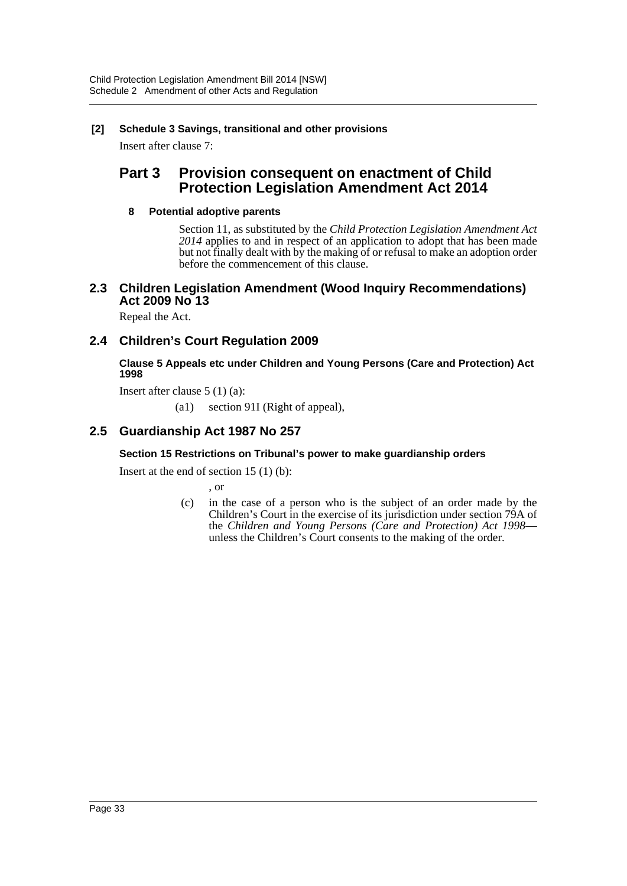**[2] Schedule 3 Savings, transitional and other provisions**

Insert after clause 7:

## Part 3 Provision consequent on enactment of Child Protection Legislation Amendment Act 2014

**8 Potential adoptive parents**

Section 11, as substituted by the *Child Protection Legislation Amendment Act 2014* applies to and in respect of an application to adopt that has been made but not finally dealt with by the making of or refusal to make an adoption order before the commencement of this clause.

## 2.3 Children Legislation Amendment (Wood Inquiry Recommendations) Act 2009 No 13

Repeal the Act.

## 2.4 Children's Court Regulation 2009

**Clause 5 Appeals etc under Children and Young Persons (Care and Protection) Act 1998**

Insert after clause 5 (1) (a):

(a1) section 91I (Right of appeal),

## 2.5 Guardianship Act 1987 No 257

**Section 15 Restrictions on Tribunal's power to make guardianship orders**

Insert at the end of section 15 (1) (b):

, or

(c) in the case of a person who is the subject of an order made by the Children's Court in the exercise of its jurisdiction under section 79A of the *Children and Young Persons (Care and Protection) Act 1998*—unless the Children's Court consents to the making of the order.